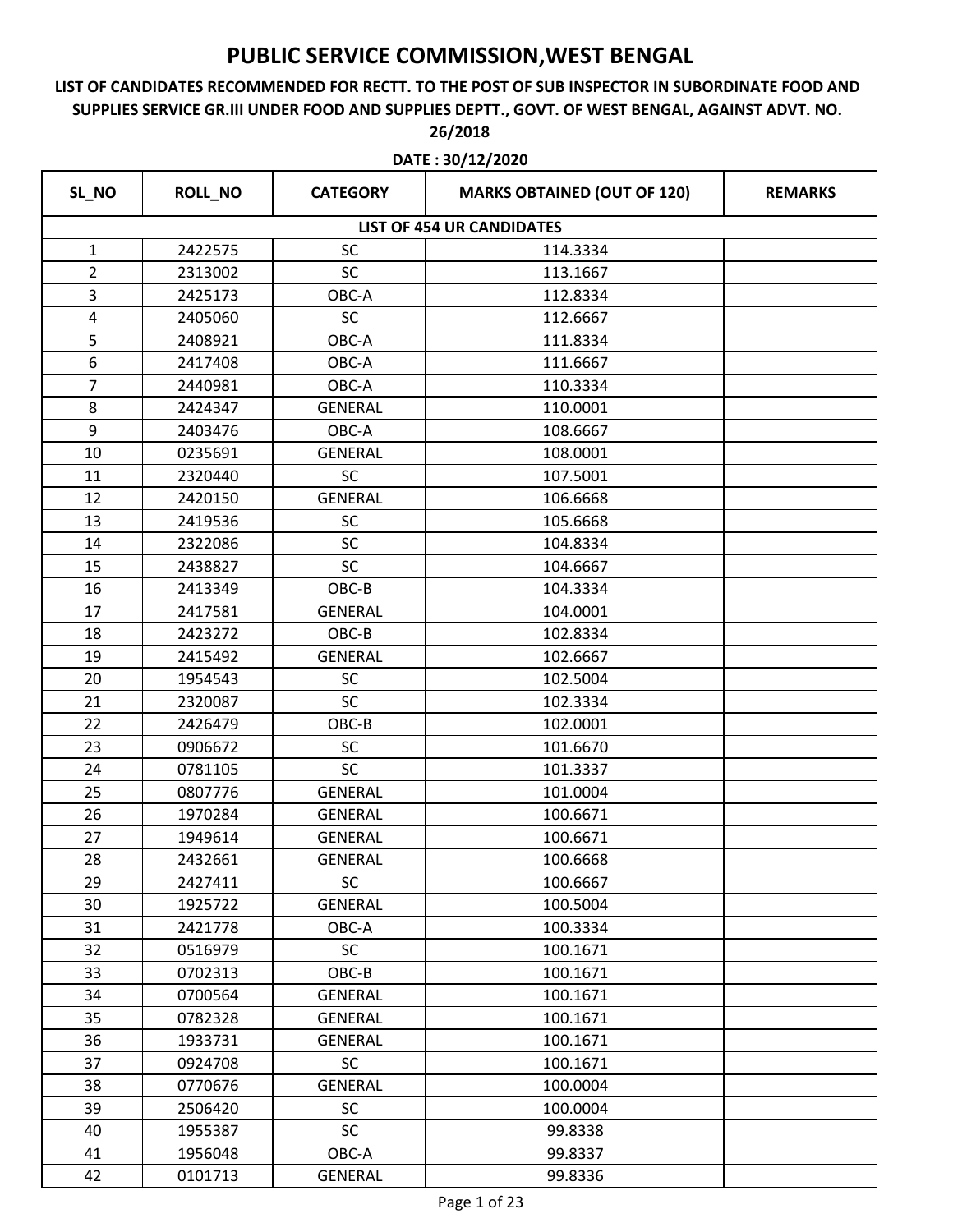# PUBLIC SERVICE COMMISSION,WEST BENGAL

**LIST OF CANDIDATES RECOMMENDED FOR RECTT. TO THE POST OF SUB INSPECTOR IN SUBORDINATE FOOD AND SUPPLIES SERVICE GR.III UNDER FOOD AND SUPPLIES DEPTT., GOVT. OF WEST BENGAL, AGAINST ADVT. NO. 26/2018**

**DATE : 30/12/2020**

| SL_NO | ROLL_NO | CATEGORY | MARKS OBTAINED (OUT OF 120) | REMARKS |
|---|---|---|---|---|
| **LIST OF 454 UR CANDIDATES** | | | | |
| 1 | 2422575 | SC | 114.3334 | |
| 2 | 2313002 | SC | 113.1667 | |
| 3 | 2425173 | OBC-A | 112.8334 | |
| 4 | 2405060 | SC | 112.6667 | |
| 5 | 2408921 | OBC-A | 111.8334 | |
| 6 | 2417408 | OBC-A | 111.6667 | |
| 7 | 2440981 | OBC-A | 110.3334 | |
| 8 | 2424347 | GENERAL | 110.0001 | |
| 9 | 2403476 | OBC-A | 108.6667 | |
| 10 | 0235691 | GENERAL | 108.0001 | |
| 11 | 2320440 | SC | 107.5001 | |
| 12 | 2420150 | GENERAL | 106.6668 | |
| 13 | 2419536 | SC | 105.6668 | |
| 14 | 2322086 | SC | 104.8334 | |
| 15 | 2438827 | SC | 104.6667 | |
| 16 | 2413349 | OBC-B | 104.3334 | |
| 17 | 2417581 | GENERAL | 104.0001 | |
| 18 | 2423272 | OBC-B | 102.8334 | |
| 19 | 2415492 | GENERAL | 102.6667 | |
| 20 | 1954543 | SC | 102.5004 | |
| 21 | 2320087 | SC | 102.3334 | |
| 22 | 2426479 | OBC-B | 102.0001 | |
| 23 | 0906672 | SC | 101.6670 | |
| 24 | 0781105 | SC | 101.3337 | |
| 25 | 0807776 | GENERAL | 101.0004 | |
| 26 | 1970284 | GENERAL | 100.6671 | |
| 27 | 1949614 | GENERAL | 100.6671 | |
| 28 | 2432661 | GENERAL | 100.6668 | |
| 29 | 2427411 | SC | 100.6667 | |
| 30 | 1925722 | GENERAL | 100.5004 | |
| 31 | 2421778 | OBC-A | 100.3334 | |
| 32 | 0516979 | SC | 100.1671 | |
| 33 | 0702313 | OBC-B | 100.1671 | |
| 34 | 0700564 | GENERAL | 100.1671 | |
| 35 | 0782328 | GENERAL | 100.1671 | |
| 36 | 1933731 | GENERAL | 100.1671 | |
| 37 | 0924708 | SC | 100.1671 | |
| 38 | 0770676 | GENERAL | 100.0004 | |
| 39 | 2506420 | SC | 100.0004 | |
| 40 | 1955387 | SC | 99.8338 | |
| 41 | 1956048 | OBC-A | 99.8337 | |
| 42 | 0101713 | GENERAL | 99.8336 | |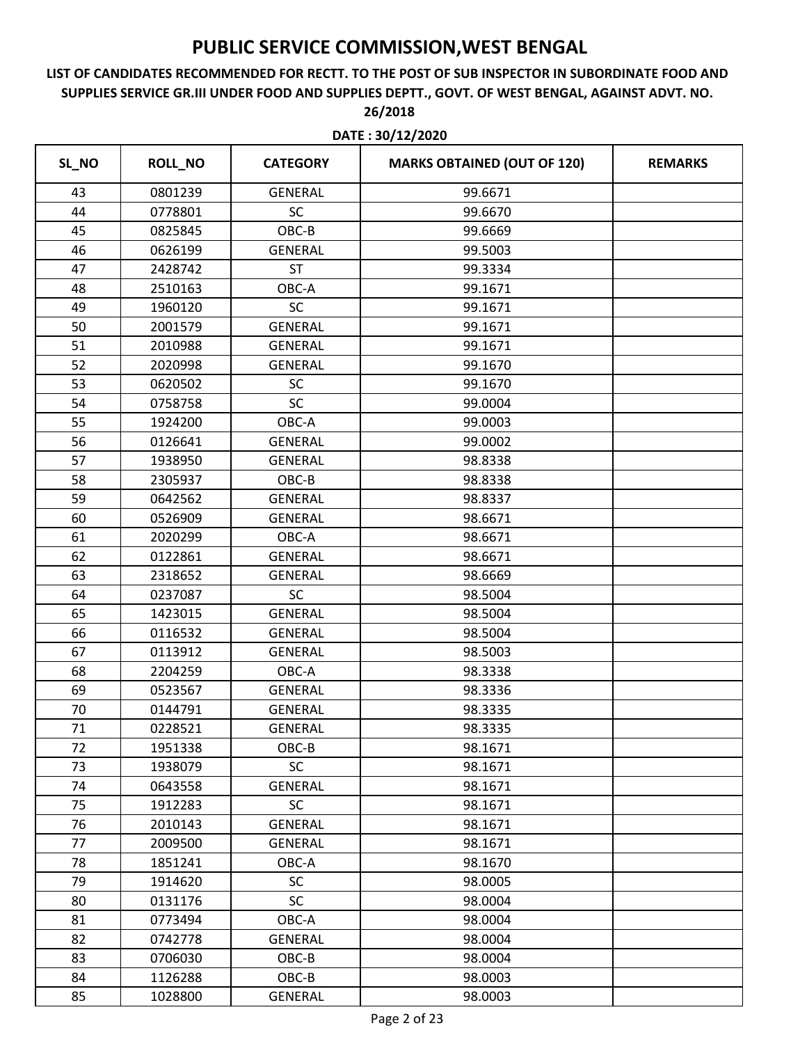# PUBLIC SERVICE COMMISSION,WEST BENGAL

## LIST OF CANDIDATES RECOMMENDED FOR RECTT. TO THE POST OF SUB INSPECTOR IN SUBORDINATE FOOD AND SUPPLIES SERVICE GR.III UNDER FOOD AND SUPPLIES DEPTT., GOVT. OF WEST BENGAL, AGAINST ADVT. NO. 26/2018

**DATE : 30/12/2020**

| SL_NO | ROLL_NO | CATEGORY | MARKS OBTAINED (OUT OF 120) | REMARKS |
|---|---|---|---|---|
| 43 | 0801239 | GENERAL | 99.6671 | |
| 44 | 0778801 | SC | 99.6670 | |
| 45 | 0825845 | OBC-B | 99.6669 | |
| 46 | 0626199 | GENERAL | 99.5003 | |
| 47 | 2428742 | ST | 99.3334 | |
| 48 | 2510163 | OBC-A | 99.1671 | |
| 49 | 1960120 | SC | 99.1671 | |
| 50 | 2001579 | GENERAL | 99.1671 | |
| 51 | 2010988 | GENERAL | 99.1671 | |
| 52 | 2020998 | GENERAL | 99.1670 | |
| 53 | 0620502 | SC | 99.1670 | |
| 54 | 0758758 | SC | 99.0004 | |
| 55 | 1924200 | OBC-A | 99.0003 | |
| 56 | 0126641 | GENERAL | 99.0002 | |
| 57 | 1938950 | GENERAL | 98.8338 | |
| 58 | 2305937 | OBC-B | 98.8338 | |
| 59 | 0642562 | GENERAL | 98.8337 | |
| 60 | 0526909 | GENERAL | 98.6671 | |
| 61 | 2020299 | OBC-A | 98.6671 | |
| 62 | 0122861 | GENERAL | 98.6671 | |
| 63 | 2318652 | GENERAL | 98.6669 | |
| 64 | 0237087 | SC | 98.5004 | |
| 65 | 1423015 | GENERAL | 98.5004 | |
| 66 | 0116532 | GENERAL | 98.5004 | |
| 67 | 0113912 | GENERAL | 98.5003 | |
| 68 | 2204259 | OBC-A | 98.3338 | |
| 69 | 0523567 | GENERAL | 98.3336 | |
| 70 | 0144791 | GENERAL | 98.3335 | |
| 71 | 0228521 | GENERAL | 98.3335 | |
| 72 | 1951338 | OBC-B | 98.1671 | |
| 73 | 1938079 | SC | 98.1671 | |
| 74 | 0643558 | GENERAL | 98.1671 | |
| 75 | 1912283 | SC | 98.1671 | |
| 76 | 2010143 | GENERAL | 98.1671 | |
| 77 | 2009500 | GENERAL | 98.1671 | |
| 78 | 1851241 | OBC-A | 98.1670 | |
| 79 | 1914620 | SC | 98.0005 | |
| 80 | 0131176 | SC | 98.0004 | |
| 81 | 0773494 | OBC-A | 98.0004 | |
| 82 | 0742778 | GENERAL | 98.0004 | |
| 83 | 0706030 | OBC-B | 98.0004 | |
| 84 | 1126288 | OBC-B | 98.0003 | |
| 85 | 1028800 | GENERAL | 98.0003 | |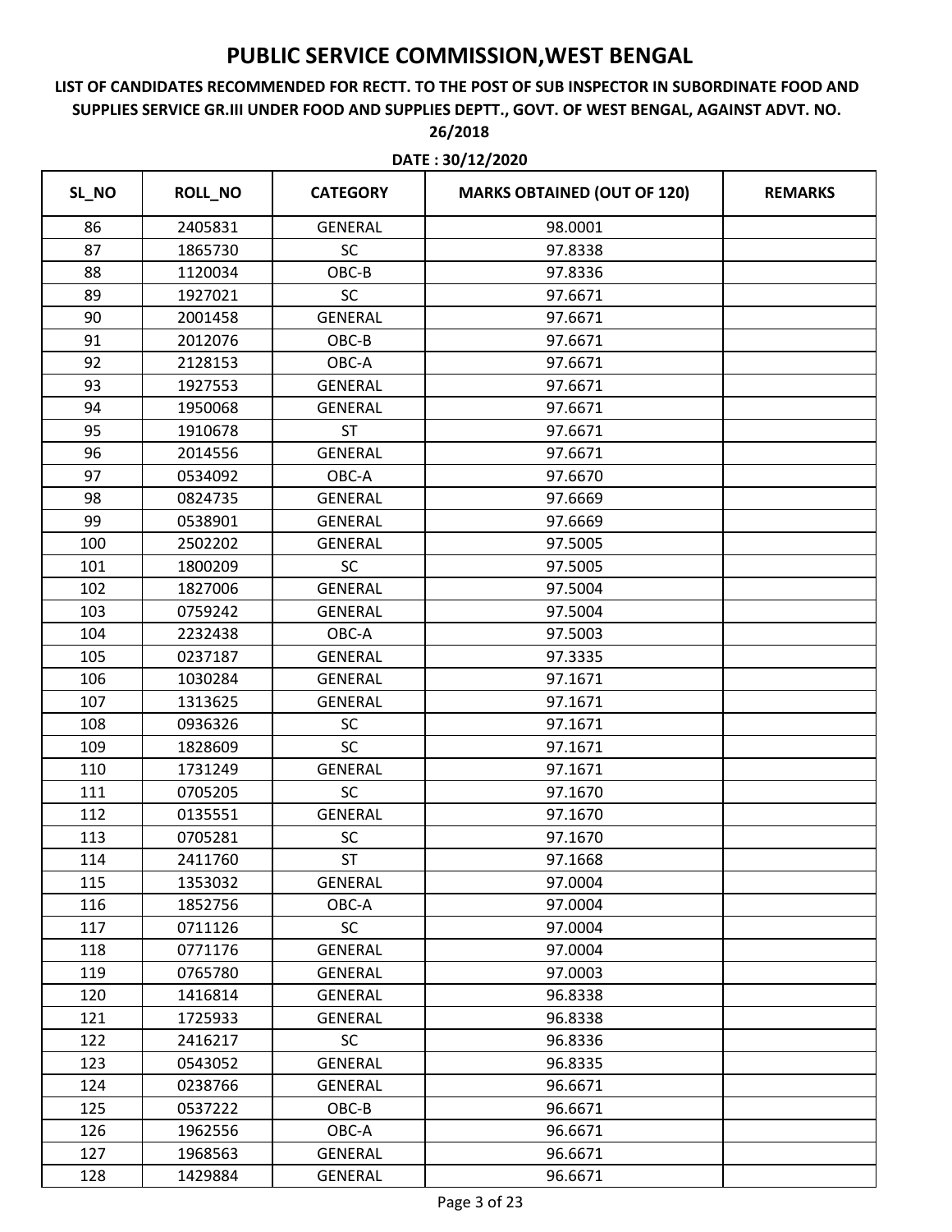# PUBLIC SERVICE COMMISSION,WEST BENGAL

**LIST OF CANDIDATES RECOMMENDED FOR RECTT. TO THE POST OF SUB INSPECTOR IN SUBORDINATE FOOD AND SUPPLIES SERVICE GR.III UNDER FOOD AND SUPPLIES DEPTT., GOVT. OF WEST BENGAL, AGAINST ADVT. NO. 26/2018**

**DATE : 30/12/2020**

| SL_NO | ROLL_NO | CATEGORY | MARKS OBTAINED (OUT OF 120) | REMARKS |
|---|---|---|---|---|
| 86 | 2405831 | GENERAL | 98.0001 | |
| 87 | 1865730 | SC | 97.8338 | |
| 88 | 1120034 | OBC-B | 97.8336 | |
| 89 | 1927021 | SC | 97.6671 | |
| 90 | 2001458 | GENERAL | 97.6671 | |
| 91 | 2012076 | OBC-B | 97.6671 | |
| 92 | 2128153 | OBC-A | 97.6671 | |
| 93 | 1927553 | GENERAL | 97.6671 | |
| 94 | 1950068 | GENERAL | 97.6671 | |
| 95 | 1910678 | ST | 97.6671 | |
| 96 | 2014556 | GENERAL | 97.6671 | |
| 97 | 0534092 | OBC-A | 97.6670 | |
| 98 | 0824735 | GENERAL | 97.6669 | |
| 99 | 0538901 | GENERAL | 97.6669 | |
| 100 | 2502202 | GENERAL | 97.5005 | |
| 101 | 1800209 | SC | 97.5005 | |
| 102 | 1827006 | GENERAL | 97.5004 | |
| 103 | 0759242 | GENERAL | 97.5004 | |
| 104 | 2232438 | OBC-A | 97.5003 | |
| 105 | 0237187 | GENERAL | 97.3335 | |
| 106 | 1030284 | GENERAL | 97.1671 | |
| 107 | 1313625 | GENERAL | 97.1671 | |
| 108 | 0936326 | SC | 97.1671 | |
| 109 | 1828609 | SC | 97.1671 | |
| 110 | 1731249 | GENERAL | 97.1671 | |
| 111 | 0705205 | SC | 97.1670 | |
| 112 | 0135551 | GENERAL | 97.1670 | |
| 113 | 0705281 | SC | 97.1670 | |
| 114 | 2411760 | ST | 97.1668 | |
| 115 | 1353032 | GENERAL | 97.0004 | |
| 116 | 1852756 | OBC-A | 97.0004 | |
| 117 | 0711126 | SC | 97.0004 | |
| 118 | 0771176 | GENERAL | 97.0004 | |
| 119 | 0765780 | GENERAL | 97.0003 | |
| 120 | 1416814 | GENERAL | 96.8338 | |
| 121 | 1725933 | GENERAL | 96.8338 | |
| 122 | 2416217 | SC | 96.8336 | |
| 123 | 0543052 | GENERAL | 96.8335 | |
| 124 | 0238766 | GENERAL | 96.6671 | |
| 125 | 0537222 | OBC-B | 96.6671 | |
| 126 | 1962556 | OBC-A | 96.6671 | |
| 127 | 1968563 | GENERAL | 96.6671 | |
| 128 | 1429884 | GENERAL | 96.6671 | |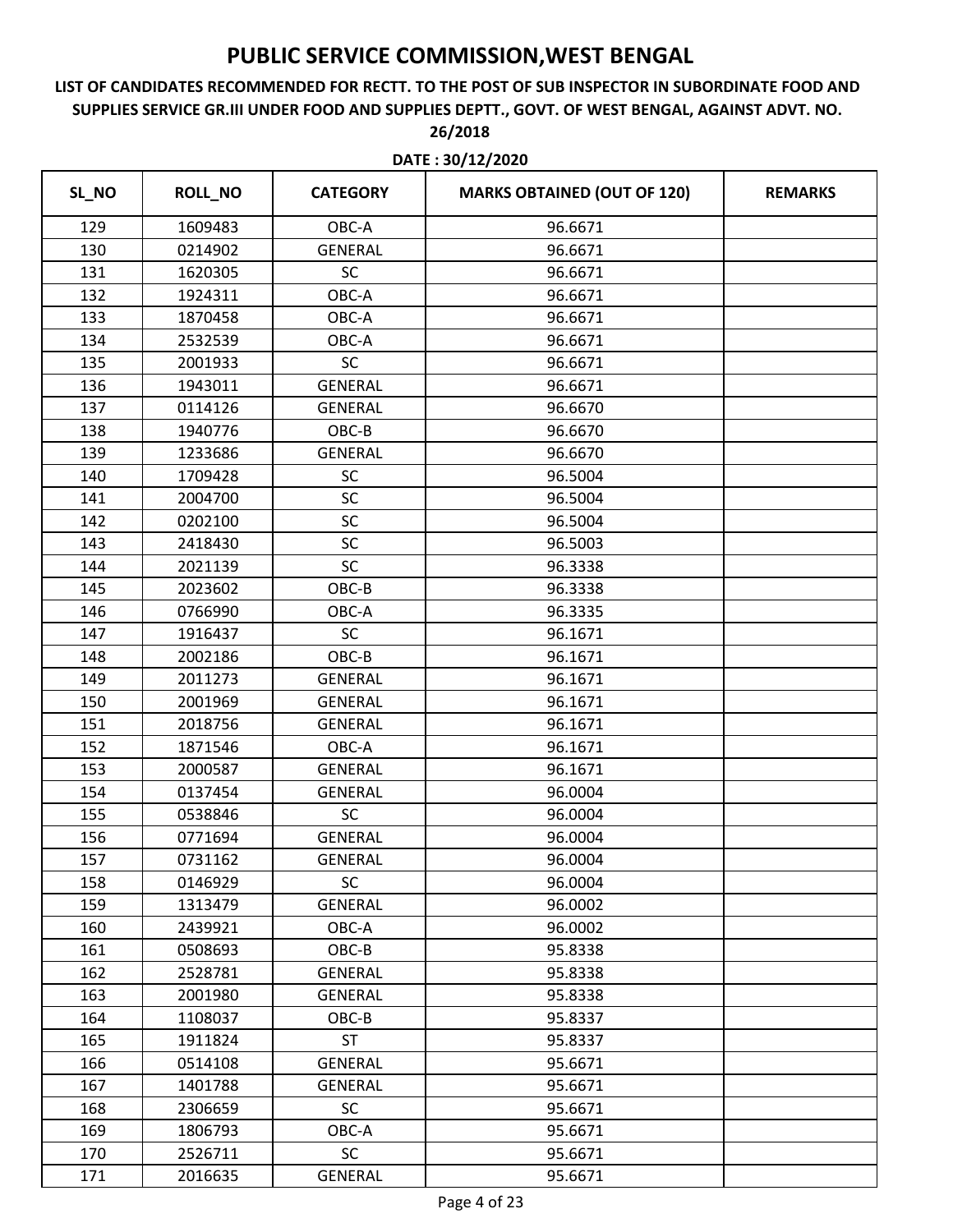# PUBLIC SERVICE COMMISSION,WEST BENGAL

**LIST OF CANDIDATES RECOMMENDED FOR RECTT. TO THE POST OF SUB INSPECTOR IN SUBORDINATE FOOD AND SUPPLIES SERVICE GR.III UNDER FOOD AND SUPPLIES DEPTT., GOVT. OF WEST BENGAL, AGAINST ADVT. NO. 26/2018**

**DATE : 30/12/2020**

| SL_NO | ROLL_NO | CATEGORY | MARKS OBTAINED (OUT OF 120) | REMARKS |
|---|---|---|---|---|
| 129 | 1609483 | OBC-A | 96.6671 | |
| 130 | 0214902 | GENERAL | 96.6671 | |
| 131 | 1620305 | SC | 96.6671 | |
| 132 | 1924311 | OBC-A | 96.6671 | |
| 133 | 1870458 | OBC-A | 96.6671 | |
| 134 | 2532539 | OBC-A | 96.6671 | |
| 135 | 2001933 | SC | 96.6671 | |
| 136 | 1943011 | GENERAL | 96.6671 | |
| 137 | 0114126 | GENERAL | 96.6670 | |
| 138 | 1940776 | OBC-B | 96.6670 | |
| 139 | 1233686 | GENERAL | 96.6670 | |
| 140 | 1709428 | SC | 96.5004 | |
| 141 | 2004700 | SC | 96.5004 | |
| 142 | 0202100 | SC | 96.5004 | |
| 143 | 2418430 | SC | 96.5003 | |
| 144 | 2021139 | SC | 96.3338 | |
| 145 | 2023602 | OBC-B | 96.3338 | |
| 146 | 0766990 | OBC-A | 96.3335 | |
| 147 | 1916437 | SC | 96.1671 | |
| 148 | 2002186 | OBC-B | 96.1671 | |
| 149 | 2011273 | GENERAL | 96.1671 | |
| 150 | 2001969 | GENERAL | 96.1671 | |
| 151 | 2018756 | GENERAL | 96.1671 | |
| 152 | 1871546 | OBC-A | 96.1671 | |
| 153 | 2000587 | GENERAL | 96.1671 | |
| 154 | 0137454 | GENERAL | 96.0004 | |
| 155 | 0538846 | SC | 96.0004 | |
| 156 | 0771694 | GENERAL | 96.0004 | |
| 157 | 0731162 | GENERAL | 96.0004 | |
| 158 | 0146929 | SC | 96.0004 | |
| 159 | 1313479 | GENERAL | 96.0002 | |
| 160 | 2439921 | OBC-A | 96.0002 | |
| 161 | 0508693 | OBC-B | 95.8338 | |
| 162 | 2528781 | GENERAL | 95.8338 | |
| 163 | 2001980 | GENERAL | 95.8338 | |
| 164 | 1108037 | OBC-B | 95.8337 | |
| 165 | 1911824 | ST | 95.8337 | |
| 166 | 0514108 | GENERAL | 95.6671 | |
| 167 | 1401788 | GENERAL | 95.6671 | |
| 168 | 2306659 | SC | 95.6671 | |
| 169 | 1806793 | OBC-A | 95.6671 | |
| 170 | 2526711 | SC | 95.6671 | |
| 171 | 2016635 | GENERAL | 95.6671 | |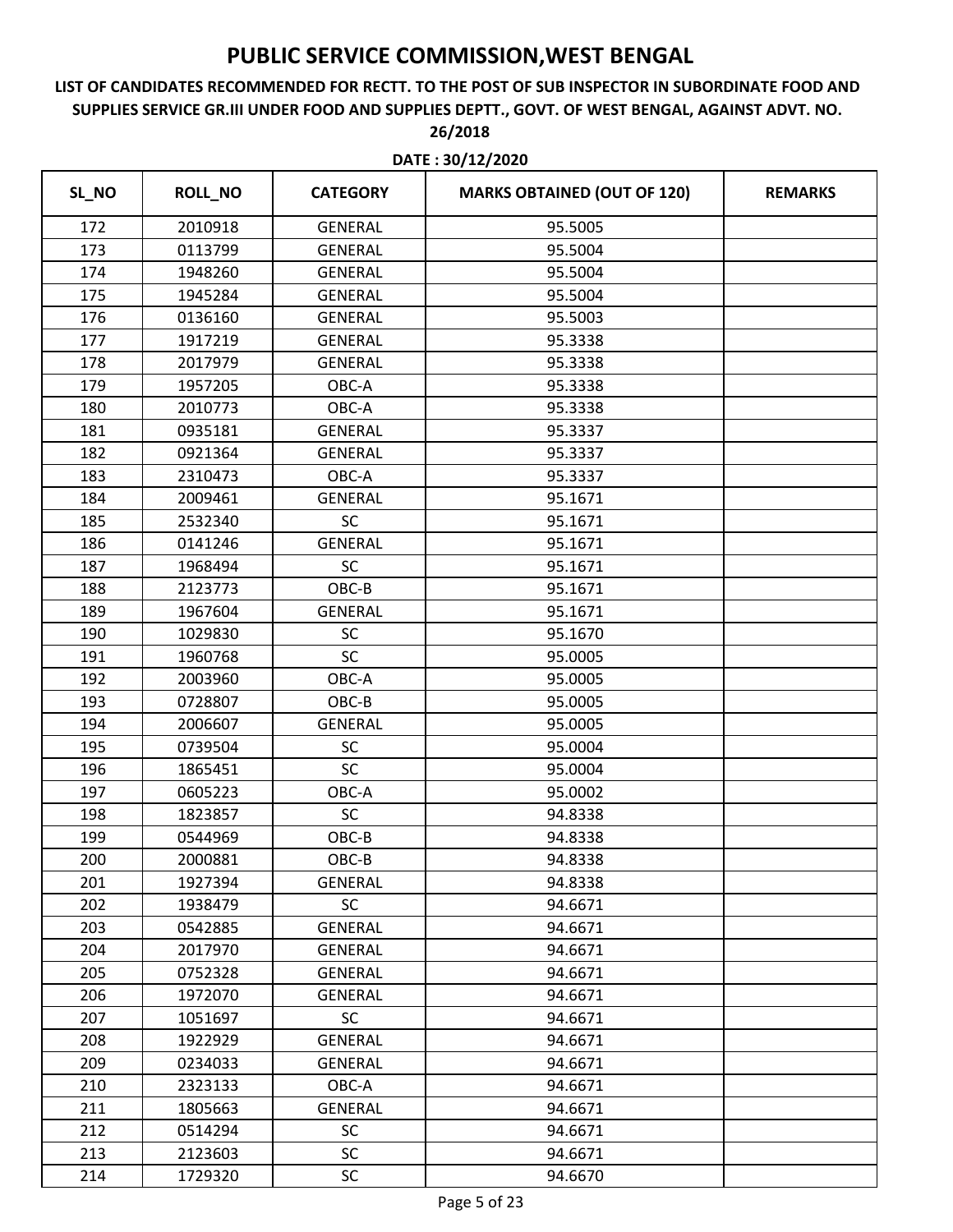# PUBLIC SERVICE COMMISSION,WEST BENGAL

**LIST OF CANDIDATES RECOMMENDED FOR RECTT. TO THE POST OF SUB INSPECTOR IN SUBORDINATE FOOD AND SUPPLIES SERVICE GR.III UNDER FOOD AND SUPPLIES DEPTT., GOVT. OF WEST BENGAL, AGAINST ADVT. NO. 26/2018**

**DATE : 30/12/2020**

| SL_NO | ROLL_NO | CATEGORY | MARKS OBTAINED (OUT OF 120) | REMARKS |
|---|---|---|---|---|
| 172 | 2010918 | GENERAL | 95.5005 | |
| 173 | 0113799 | GENERAL | 95.5004 | |
| 174 | 1948260 | GENERAL | 95.5004 | |
| 175 | 1945284 | GENERAL | 95.5004 | |
| 176 | 0136160 | GENERAL | 95.5003 | |
| 177 | 1917219 | GENERAL | 95.3338 | |
| 178 | 2017979 | GENERAL | 95.3338 | |
| 179 | 1957205 | OBC-A | 95.3338 | |
| 180 | 2010773 | OBC-A | 95.3338 | |
| 181 | 0935181 | GENERAL | 95.3337 | |
| 182 | 0921364 | GENERAL | 95.3337 | |
| 183 | 2310473 | OBC-A | 95.3337 | |
| 184 | 2009461 | GENERAL | 95.1671 | |
| 185 | 2532340 | SC | 95.1671 | |
| 186 | 0141246 | GENERAL | 95.1671 | |
| 187 | 1968494 | SC | 95.1671 | |
| 188 | 2123773 | OBC-B | 95.1671 | |
| 189 | 1967604 | GENERAL | 95.1671 | |
| 190 | 1029830 | SC | 95.1670 | |
| 191 | 1960768 | SC | 95.0005 | |
| 192 | 2003960 | OBC-A | 95.0005 | |
| 193 | 0728807 | OBC-B | 95.0005 | |
| 194 | 2006607 | GENERAL | 95.0005 | |
| 195 | 0739504 | SC | 95.0004 | |
| 196 | 1865451 | SC | 95.0004 | |
| 197 | 0605223 | OBC-A | 95.0002 | |
| 198 | 1823857 | SC | 94.8338 | |
| 199 | 0544969 | OBC-B | 94.8338 | |
| 200 | 2000881 | OBC-B | 94.8338 | |
| 201 | 1927394 | GENERAL | 94.8338 | |
| 202 | 1938479 | SC | 94.6671 | |
| 203 | 0542885 | GENERAL | 94.6671 | |
| 204 | 2017970 | GENERAL | 94.6671 | |
| 205 | 0752328 | GENERAL | 94.6671 | |
| 206 | 1972070 | GENERAL | 94.6671 | |
| 207 | 1051697 | SC | 94.6671 | |
| 208 | 1922929 | GENERAL | 94.6671 | |
| 209 | 0234033 | GENERAL | 94.6671 | |
| 210 | 2323133 | OBC-A | 94.6671 | |
| 211 | 1805663 | GENERAL | 94.6671 | |
| 212 | 0514294 | SC | 94.6671 | |
| 213 | 2123603 | SC | 94.6671 | |
| 214 | 1729320 | SC | 94.6670 | |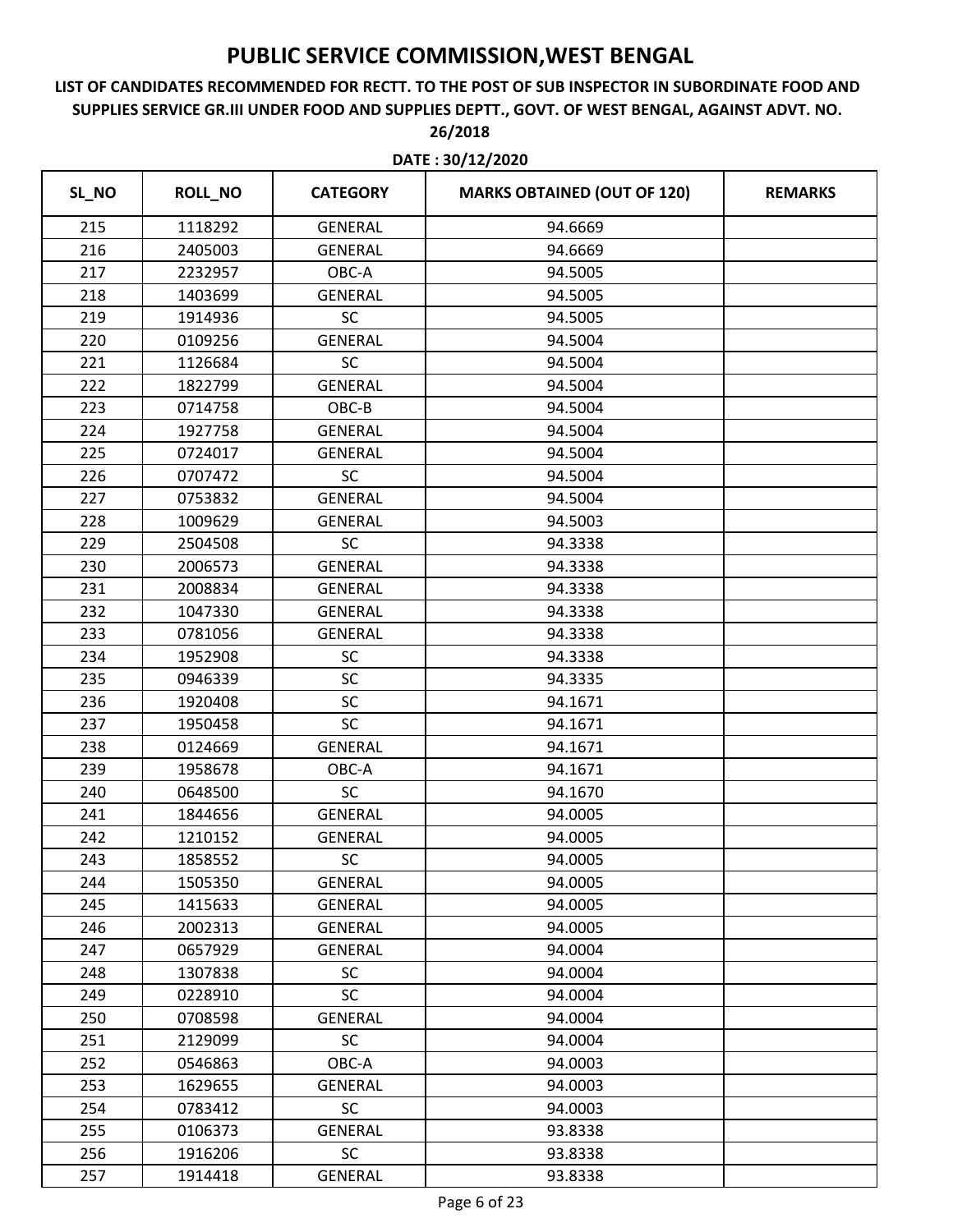# PUBLIC SERVICE COMMISSION,WEST BENGAL

**LIST OF CANDIDATES RECOMMENDED FOR RECTT. TO THE POST OF SUB INSPECTOR IN SUBORDINATE FOOD AND SUPPLIES SERVICE GR.III UNDER FOOD AND SUPPLIES DEPTT., GOVT. OF WEST BENGAL, AGAINST ADVT. NO. 26/2018**

**DATE : 30/12/2020**

| SL_NO | ROLL_NO | CATEGORY | MARKS OBTAINED (OUT OF 120) | REMARKS |
|---|---|---|---|---|
| 215 | 1118292 | GENERAL | 94.6669 | |
| 216 | 2405003 | GENERAL | 94.6669 | |
| 217 | 2232957 | OBC-A | 94.5005 | |
| 218 | 1403699 | GENERAL | 94.5005 | |
| 219 | 1914936 | SC | 94.5005 | |
| 220 | 0109256 | GENERAL | 94.5004 | |
| 221 | 1126684 | SC | 94.5004 | |
| 222 | 1822799 | GENERAL | 94.5004 | |
| 223 | 0714758 | OBC-B | 94.5004 | |
| 224 | 1927758 | GENERAL | 94.5004 | |
| 225 | 0724017 | GENERAL | 94.5004 | |
| 226 | 0707472 | SC | 94.5004 | |
| 227 | 0753832 | GENERAL | 94.5004 | |
| 228 | 1009629 | GENERAL | 94.5003 | |
| 229 | 2504508 | SC | 94.3338 | |
| 230 | 2006573 | GENERAL | 94.3338 | |
| 231 | 2008834 | GENERAL | 94.3338 | |
| 232 | 1047330 | GENERAL | 94.3338 | |
| 233 | 0781056 | GENERAL | 94.3338 | |
| 234 | 1952908 | SC | 94.3338 | |
| 235 | 0946339 | SC | 94.3335 | |
| 236 | 1920408 | SC | 94.1671 | |
| 237 | 1950458 | SC | 94.1671 | |
| 238 | 0124669 | GENERAL | 94.1671 | |
| 239 | 1958678 | OBC-A | 94.1671 | |
| 240 | 0648500 | SC | 94.1670 | |
| 241 | 1844656 | GENERAL | 94.0005 | |
| 242 | 1210152 | GENERAL | 94.0005 | |
| 243 | 1858552 | SC | 94.0005 | |
| 244 | 1505350 | GENERAL | 94.0005 | |
| 245 | 1415633 | GENERAL | 94.0005 | |
| 246 | 2002313 | GENERAL | 94.0005 | |
| 247 | 0657929 | GENERAL | 94.0004 | |
| 248 | 1307838 | SC | 94.0004 | |
| 249 | 0228910 | SC | 94.0004 | |
| 250 | 0708598 | GENERAL | 94.0004 | |
| 251 | 2129099 | SC | 94.0004 | |
| 252 | 0546863 | OBC-A | 94.0003 | |
| 253 | 1629655 | GENERAL | 94.0003 | |
| 254 | 0783412 | SC | 94.0003 | |
| 255 | 0106373 | GENERAL | 93.8338 | |
| 256 | 1916206 | SC | 93.8338 | |
| 257 | 1914418 | GENERAL | 93.8338 | |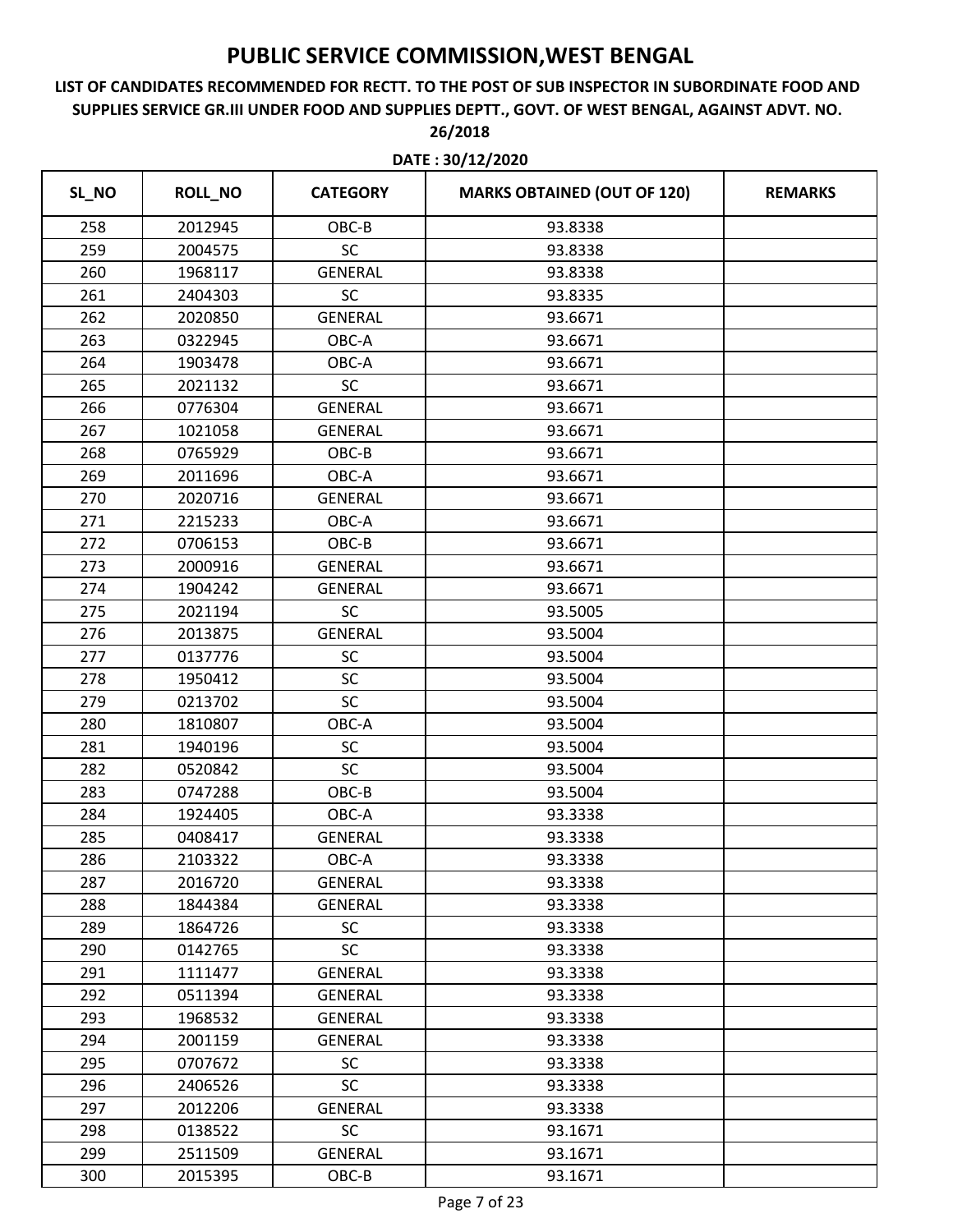# PUBLIC SERVICE COMMISSION,WEST BENGAL

**LIST OF CANDIDATES RECOMMENDED FOR RECTT. TO THE POST OF SUB INSPECTOR IN SUBORDINATE FOOD AND SUPPLIES SERVICE GR.III UNDER FOOD AND SUPPLIES DEPTT., GOVT. OF WEST BENGAL, AGAINST ADVT. NO. 26/2018**

**DATE : 30/12/2020**

| SL_NO | ROLL_NO | CATEGORY | MARKS OBTAINED (OUT OF 120) | REMARKS |
|---|---|---|---|---|
| 258 | 2012945 | OBC-B | 93.8338 | |
| 259 | 2004575 | SC | 93.8338 | |
| 260 | 1968117 | GENERAL | 93.8338 | |
| 261 | 2404303 | SC | 93.8335 | |
| 262 | 2020850 | GENERAL | 93.6671 | |
| 263 | 0322945 | OBC-A | 93.6671 | |
| 264 | 1903478 | OBC-A | 93.6671 | |
| 265 | 2021132 | SC | 93.6671 | |
| 266 | 0776304 | GENERAL | 93.6671 | |
| 267 | 1021058 | GENERAL | 93.6671 | |
| 268 | 0765929 | OBC-B | 93.6671 | |
| 269 | 2011696 | OBC-A | 93.6671 | |
| 270 | 2020716 | GENERAL | 93.6671 | |
| 271 | 2215233 | OBC-A | 93.6671 | |
| 272 | 0706153 | OBC-B | 93.6671 | |
| 273 | 2000916 | GENERAL | 93.6671 | |
| 274 | 1904242 | GENERAL | 93.6671 | |
| 275 | 2021194 | SC | 93.5005 | |
| 276 | 2013875 | GENERAL | 93.5004 | |
| 277 | 0137776 | SC | 93.5004 | |
| 278 | 1950412 | SC | 93.5004 | |
| 279 | 0213702 | SC | 93.5004 | |
| 280 | 1810807 | OBC-A | 93.5004 | |
| 281 | 1940196 | SC | 93.5004 | |
| 282 | 0520842 | SC | 93.5004 | |
| 283 | 0747288 | OBC-B | 93.5004 | |
| 284 | 1924405 | OBC-A | 93.3338 | |
| 285 | 0408417 | GENERAL | 93.3338 | |
| 286 | 2103322 | OBC-A | 93.3338 | |
| 287 | 2016720 | GENERAL | 93.3338 | |
| 288 | 1844384 | GENERAL | 93.3338 | |
| 289 | 1864726 | SC | 93.3338 | |
| 290 | 0142765 | SC | 93.3338 | |
| 291 | 1111477 | GENERAL | 93.3338 | |
| 292 | 0511394 | GENERAL | 93.3338 | |
| 293 | 1968532 | GENERAL | 93.3338 | |
| 294 | 2001159 | GENERAL | 93.3338 | |
| 295 | 0707672 | SC | 93.3338 | |
| 296 | 2406526 | SC | 93.3338 | |
| 297 | 2012206 | GENERAL | 93.3338 | |
| 298 | 0138522 | SC | 93.1671 | |
| 299 | 2511509 | GENERAL | 93.1671 | |
| 300 | 2015395 | OBC-B | 93.1671 | |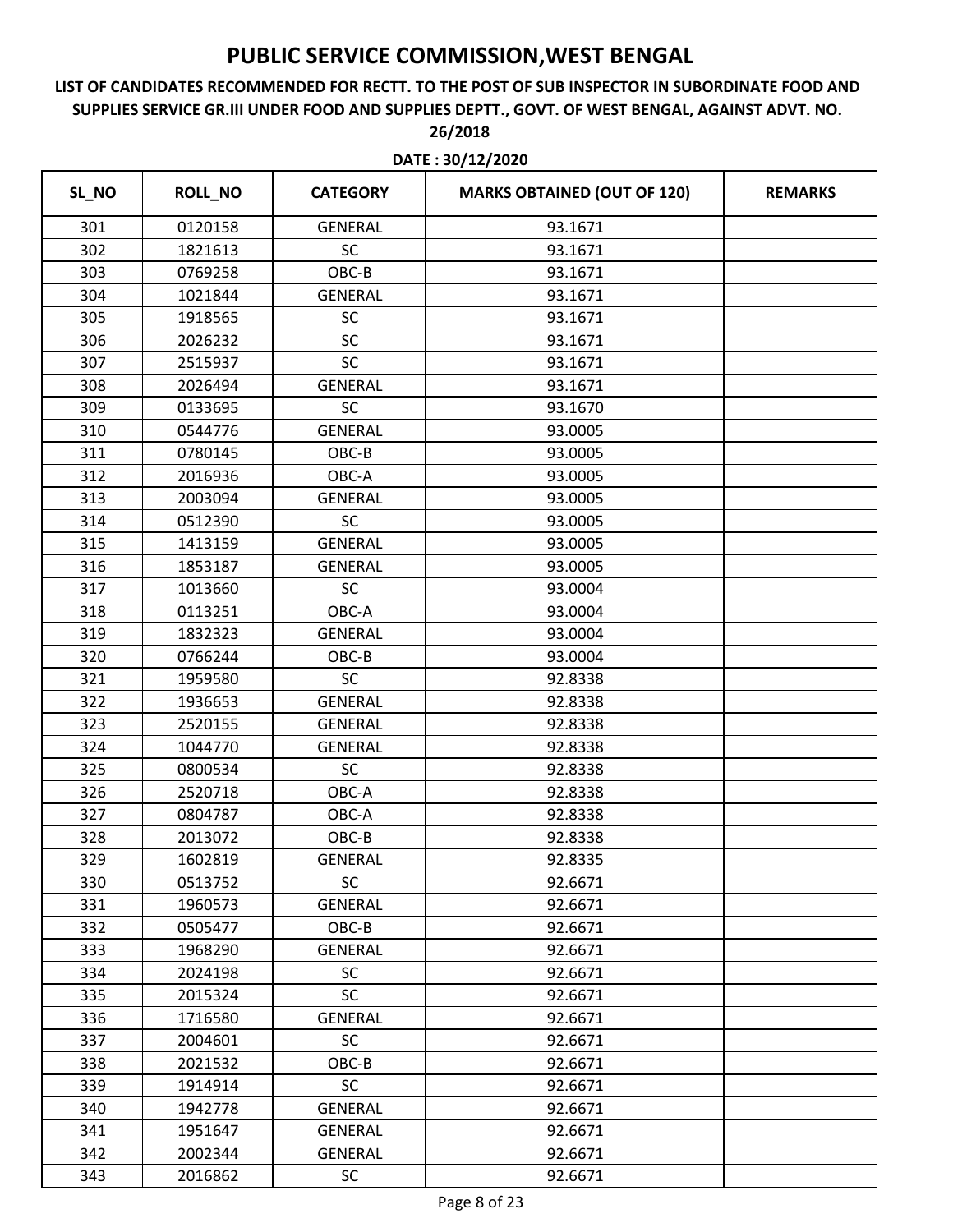# PUBLIC SERVICE COMMISSION,WEST BENGAL

**LIST OF CANDIDATES RECOMMENDED FOR RECTT. TO THE POST OF SUB INSPECTOR IN SUBORDINATE FOOD AND SUPPLIES SERVICE GR.III UNDER FOOD AND SUPPLIES DEPTT., GOVT. OF WEST BENGAL, AGAINST ADVT. NO. 26/2018**

**DATE : 30/12/2020**

| SL_NO | ROLL_NO | CATEGORY | MARKS OBTAINED (OUT OF 120) | REMARKS |
|---|---|---|---|---|
| 301 | 0120158 | GENERAL | 93.1671 | |
| 302 | 1821613 | SC | 93.1671 | |
| 303 | 0769258 | OBC-B | 93.1671 | |
| 304 | 1021844 | GENERAL | 93.1671 | |
| 305 | 1918565 | SC | 93.1671 | |
| 306 | 2026232 | SC | 93.1671 | |
| 307 | 2515937 | SC | 93.1671 | |
| 308 | 2026494 | GENERAL | 93.1671 | |
| 309 | 0133695 | SC | 93.1670 | |
| 310 | 0544776 | GENERAL | 93.0005 | |
| 311 | 0780145 | OBC-B | 93.0005 | |
| 312 | 2016936 | OBC-A | 93.0005 | |
| 313 | 2003094 | GENERAL | 93.0005 | |
| 314 | 0512390 | SC | 93.0005 | |
| 315 | 1413159 | GENERAL | 93.0005 | |
| 316 | 1853187 | GENERAL | 93.0005 | |
| 317 | 1013660 | SC | 93.0004 | |
| 318 | 0113251 | OBC-A | 93.0004 | |
| 319 | 1832323 | GENERAL | 93.0004 | |
| 320 | 0766244 | OBC-B | 93.0004 | |
| 321 | 1959580 | SC | 92.8338 | |
| 322 | 1936653 | GENERAL | 92.8338 | |
| 323 | 2520155 | GENERAL | 92.8338 | |
| 324 | 1044770 | GENERAL | 92.8338 | |
| 325 | 0800534 | SC | 92.8338 | |
| 326 | 2520718 | OBC-A | 92.8338 | |
| 327 | 0804787 | OBC-A | 92.8338 | |
| 328 | 2013072 | OBC-B | 92.8338 | |
| 329 | 1602819 | GENERAL | 92.8335 | |
| 330 | 0513752 | SC | 92.6671 | |
| 331 | 1960573 | GENERAL | 92.6671 | |
| 332 | 0505477 | OBC-B | 92.6671 | |
| 333 | 1968290 | GENERAL | 92.6671 | |
| 334 | 2024198 | SC | 92.6671 | |
| 335 | 2015324 | SC | 92.6671 | |
| 336 | 1716580 | GENERAL | 92.6671 | |
| 337 | 2004601 | SC | 92.6671 | |
| 338 | 2021532 | OBC-B | 92.6671 | |
| 339 | 1914914 | SC | 92.6671 | |
| 340 | 1942778 | GENERAL | 92.6671 | |
| 341 | 1951647 | GENERAL | 92.6671 | |
| 342 | 2002344 | GENERAL | 92.6671 | |
| 343 | 2016862 | SC | 92.6671 | |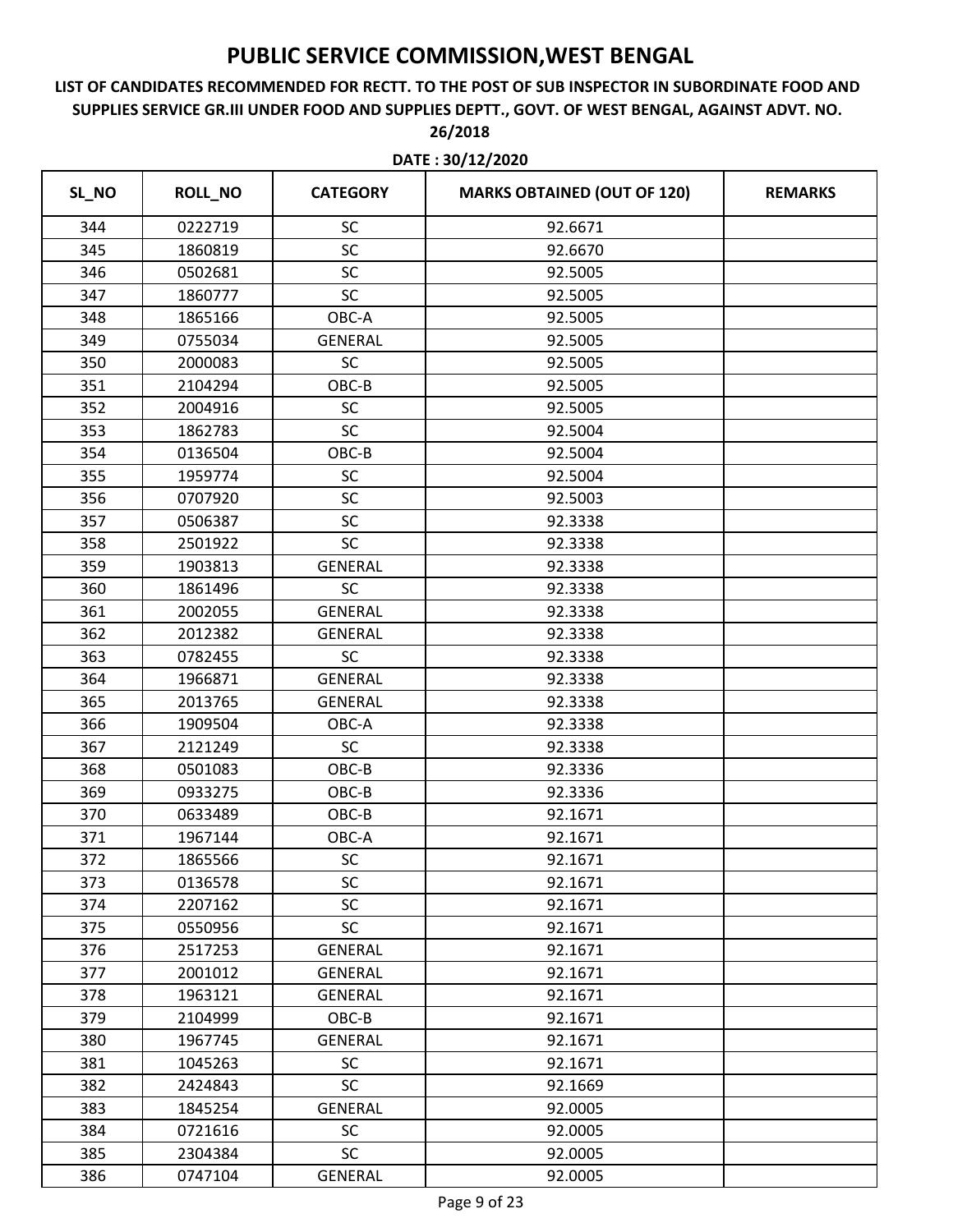# PUBLIC SERVICE COMMISSION,WEST BENGAL

**LIST OF CANDIDATES RECOMMENDED FOR RECTT. TO THE POST OF SUB INSPECTOR IN SUBORDINATE FOOD AND SUPPLIES SERVICE GR.III UNDER FOOD AND SUPPLIES DEPTT., GOVT. OF WEST BENGAL, AGAINST ADVT. NO. 26/2018**

**DATE : 30/12/2020**

| SL_NO | ROLL_NO | CATEGORY | MARKS OBTAINED (OUT OF 120) | REMARKS |
|---|---|---|---|---|
| 344 | 0222719 | SC | 92.6671 | |
| 345 | 1860819 | SC | 92.6670 | |
| 346 | 0502681 | SC | 92.5005 | |
| 347 | 1860777 | SC | 92.5005 | |
| 348 | 1865166 | OBC-A | 92.5005 | |
| 349 | 0755034 | GENERAL | 92.5005 | |
| 350 | 2000083 | SC | 92.5005 | |
| 351 | 2104294 | OBC-B | 92.5005 | |
| 352 | 2004916 | SC | 92.5005 | |
| 353 | 1862783 | SC | 92.5004 | |
| 354 | 0136504 | OBC-B | 92.5004 | |
| 355 | 1959774 | SC | 92.5004 | |
| 356 | 0707920 | SC | 92.5003 | |
| 357 | 0506387 | SC | 92.3338 | |
| 358 | 2501922 | SC | 92.3338 | |
| 359 | 1903813 | GENERAL | 92.3338 | |
| 360 | 1861496 | SC | 92.3338 | |
| 361 | 2002055 | GENERAL | 92.3338 | |
| 362 | 2012382 | GENERAL | 92.3338 | |
| 363 | 0782455 | SC | 92.3338 | |
| 364 | 1966871 | GENERAL | 92.3338 | |
| 365 | 2013765 | GENERAL | 92.3338 | |
| 366 | 1909504 | OBC-A | 92.3338 | |
| 367 | 2121249 | SC | 92.3338 | |
| 368 | 0501083 | OBC-B | 92.3336 | |
| 369 | 0933275 | OBC-B | 92.3336 | |
| 370 | 0633489 | OBC-B | 92.1671 | |
| 371 | 1967144 | OBC-A | 92.1671 | |
| 372 | 1865566 | SC | 92.1671 | |
| 373 | 0136578 | SC | 92.1671 | |
| 374 | 2207162 | SC | 92.1671 | |
| 375 | 0550956 | SC | 92.1671 | |
| 376 | 2517253 | GENERAL | 92.1671 | |
| 377 | 2001012 | GENERAL | 92.1671 | |
| 378 | 1963121 | GENERAL | 92.1671 | |
| 379 | 2104999 | OBC-B | 92.1671 | |
| 380 | 1967745 | GENERAL | 92.1671 | |
| 381 | 1045263 | SC | 92.1671 | |
| 382 | 2424843 | SC | 92.1669 | |
| 383 | 1845254 | GENERAL | 92.0005 | |
| 384 | 0721616 | SC | 92.0005 | |
| 385 | 2304384 | SC | 92.0005 | |
| 386 | 0747104 | GENERAL | 92.0005 | |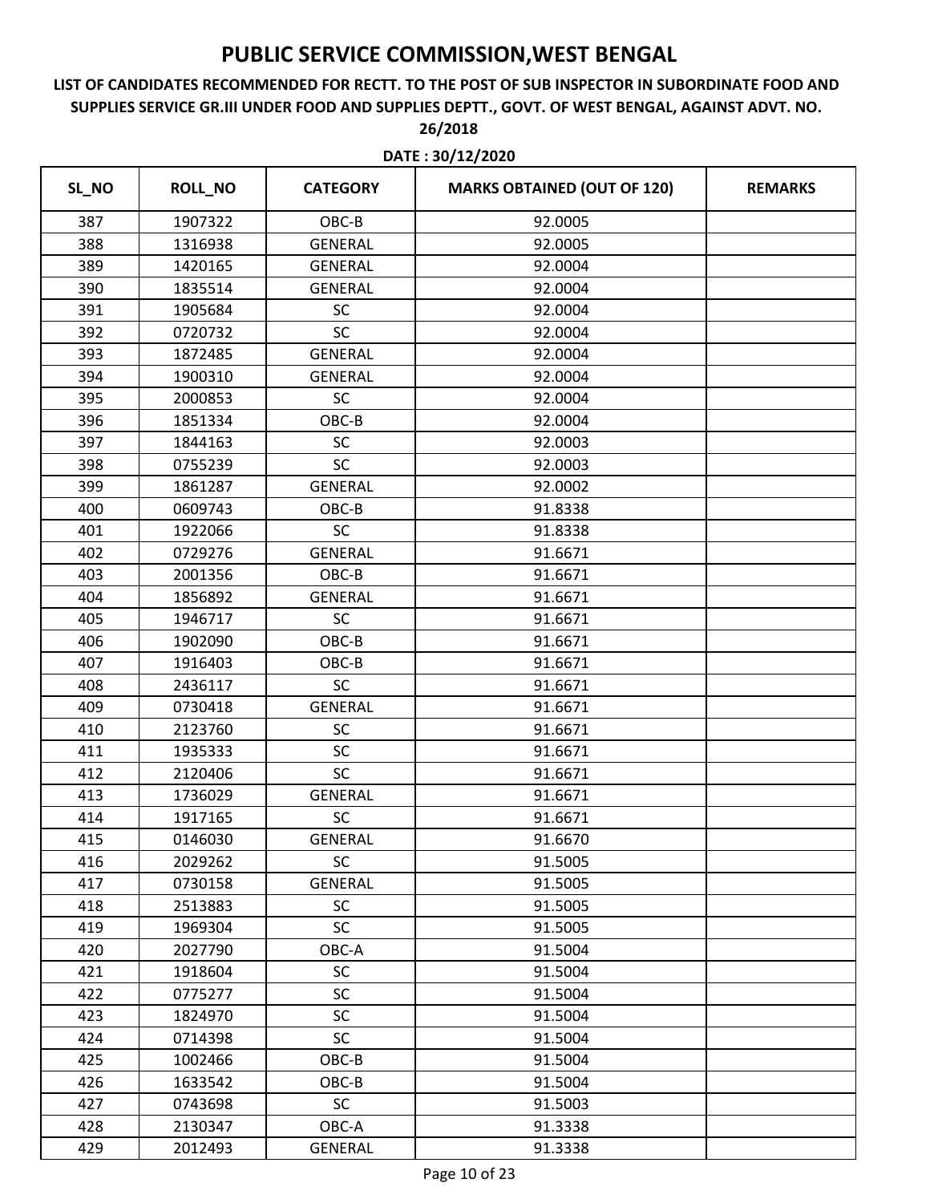# PUBLIC SERVICE COMMISSION,WEST BENGAL

**LIST OF CANDIDATES RECOMMENDED FOR RECTT. TO THE POST OF SUB INSPECTOR IN SUBORDINATE FOOD AND SUPPLIES SERVICE GR.III UNDER FOOD AND SUPPLIES DEPTT., GOVT. OF WEST BENGAL, AGAINST ADVT. NO. 26/2018**

**DATE : 30/12/2020**

| SL_NO | ROLL_NO | CATEGORY | MARKS OBTAINED (OUT OF 120) | REMARKS |
|---|---|---|---|---|
| 387 | 1907322 | OBC-B | 92.0005 | |
| 388 | 1316938 | GENERAL | 92.0005 | |
| 389 | 1420165 | GENERAL | 92.0004 | |
| 390 | 1835514 | GENERAL | 92.0004 | |
| 391 | 1905684 | SC | 92.0004 | |
| 392 | 0720732 | SC | 92.0004 | |
| 393 | 1872485 | GENERAL | 92.0004 | |
| 394 | 1900310 | GENERAL | 92.0004 | |
| 395 | 2000853 | SC | 92.0004 | |
| 396 | 1851334 | OBC-B | 92.0004 | |
| 397 | 1844163 | SC | 92.0003 | |
| 398 | 0755239 | SC | 92.0003 | |
| 399 | 1861287 | GENERAL | 92.0002 | |
| 400 | 0609743 | OBC-B | 91.8338 | |
| 401 | 1922066 | SC | 91.8338 | |
| 402 | 0729276 | GENERAL | 91.6671 | |
| 403 | 2001356 | OBC-B | 91.6671 | |
| 404 | 1856892 | GENERAL | 91.6671 | |
| 405 | 1946717 | SC | 91.6671 | |
| 406 | 1902090 | OBC-B | 91.6671 | |
| 407 | 1916403 | OBC-B | 91.6671 | |
| 408 | 2436117 | SC | 91.6671 | |
| 409 | 0730418 | GENERAL | 91.6671 | |
| 410 | 2123760 | SC | 91.6671 | |
| 411 | 1935333 | SC | 91.6671 | |
| 412 | 2120406 | SC | 91.6671 | |
| 413 | 1736029 | GENERAL | 91.6671 | |
| 414 | 1917165 | SC | 91.6671 | |
| 415 | 0146030 | GENERAL | 91.6670 | |
| 416 | 2029262 | SC | 91.5005 | |
| 417 | 0730158 | GENERAL | 91.5005 | |
| 418 | 2513883 | SC | 91.5005 | |
| 419 | 1969304 | SC | 91.5005 | |
| 420 | 2027790 | OBC-A | 91.5004 | |
| 421 | 1918604 | SC | 91.5004 | |
| 422 | 0775277 | SC | 91.5004 | |
| 423 | 1824970 | SC | 91.5004 | |
| 424 | 0714398 | SC | 91.5004 | |
| 425 | 1002466 | OBC-B | 91.5004 | |
| 426 | 1633542 | OBC-B | 91.5004 | |
| 427 | 0743698 | SC | 91.5003 | |
| 428 | 2130347 | OBC-A | 91.3338 | |
| 429 | 2012493 | GENERAL | 91.3338 | |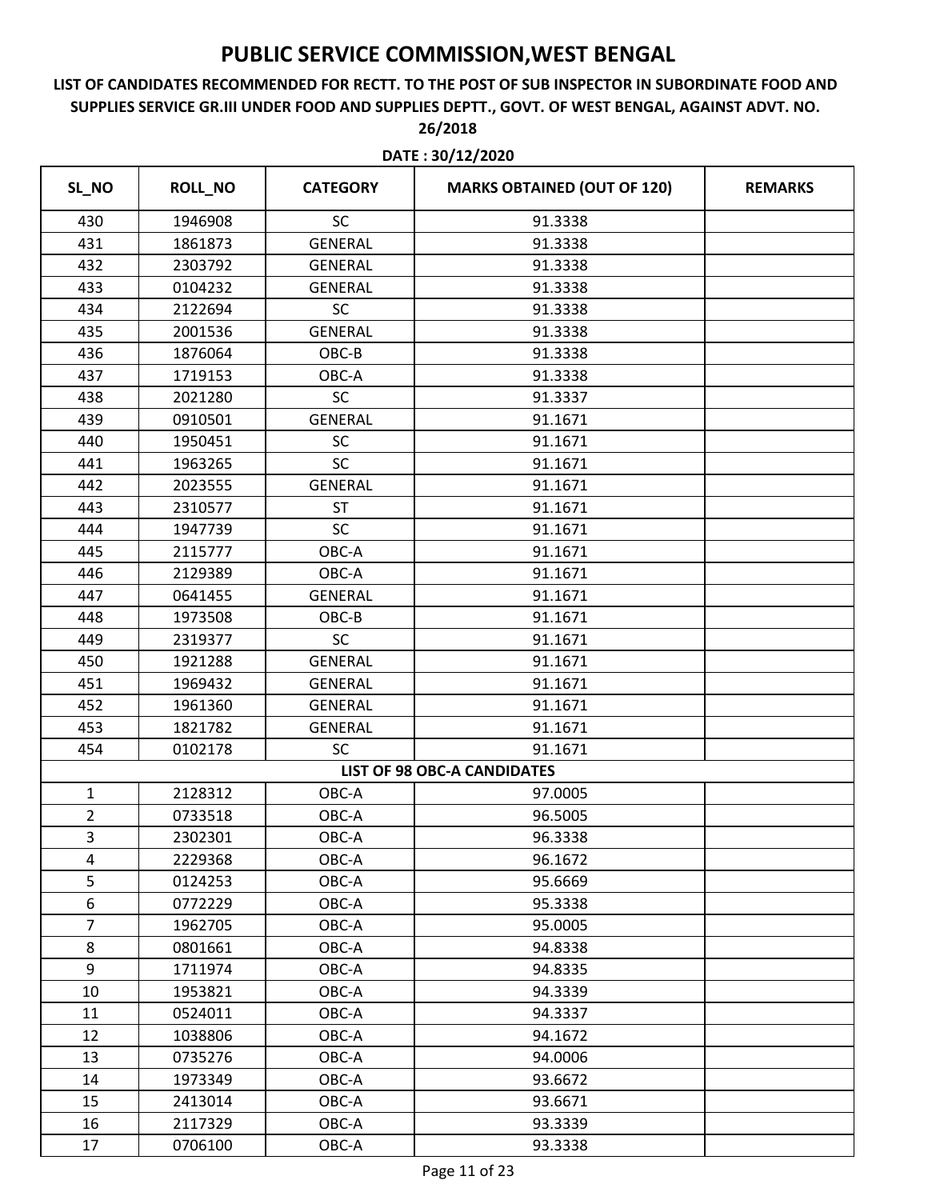# PUBLIC SERVICE COMMISSION,WEST BENGAL

**LIST OF CANDIDATES RECOMMENDED FOR RECTT. TO THE POST OF SUB INSPECTOR IN SUBORDINATE FOOD AND SUPPLIES SERVICE GR.III UNDER FOOD AND SUPPLIES DEPTT., GOVT. OF WEST BENGAL, AGAINST ADVT. NO. 26/2018**

**DATE : 30/12/2020**

| SL_NO | ROLL_NO | CATEGORY | MARKS OBTAINED (OUT OF 120) | REMARKS |
|---|---|---|---|---|
| 430 | 1946908 | SC | 91.3338 | |
| 431 | 1861873 | GENERAL | 91.3338 | |
| 432 | 2303792 | GENERAL | 91.3338 | |
| 433 | 0104232 | GENERAL | 91.3338 | |
| 434 | 2122694 | SC | 91.3338 | |
| 435 | 2001536 | GENERAL | 91.3338 | |
| 436 | 1876064 | OBC-B | 91.3338 | |
| 437 | 1719153 | OBC-A | 91.3338 | |
| 438 | 2021280 | SC | 91.3337 | |
| 439 | 0910501 | GENERAL | 91.1671 | |
| 440 | 1950451 | SC | 91.1671 | |
| 441 | 1963265 | SC | 91.1671 | |
| 442 | 2023555 | GENERAL | 91.1671 | |
| 443 | 2310577 | ST | 91.1671 | |
| 444 | 1947739 | SC | 91.1671 | |
| 445 | 2115777 | OBC-A | 91.1671 | |
| 446 | 2129389 | OBC-A | 91.1671 | |
| 447 | 0641455 | GENERAL | 91.1671 | |
| 448 | 1973508 | OBC-B | 91.1671 | |
| 449 | 2319377 | SC | 91.1671 | |
| 450 | 1921288 | GENERAL | 91.1671 | |
| 451 | 1969432 | GENERAL | 91.1671 | |
| 452 | 1961360 | GENERAL | 91.1671 | |
| 453 | 1821782 | GENERAL | 91.1671 | |
| 454 | 0102178 | SC | 91.1671 | |
| | | **LIST OF 98 OBC-A CANDIDATES** | | |
| 1 | 2128312 | OBC-A | 97.0005 | |
| 2 | 0733518 | OBC-A | 96.5005 | |
| 3 | 2302301 | OBC-A | 96.3338 | |
| 4 | 2229368 | OBC-A | 96.1672 | |
| 5 | 0124253 | OBC-A | 95.6669 | |
| 6 | 0772229 | OBC-A | 95.3338 | |
| 7 | 1962705 | OBC-A | 95.0005 | |
| 8 | 0801661 | OBC-A | 94.8338 | |
| 9 | 1711974 | OBC-A | 94.8335 | |
| 10 | 1953821 | OBC-A | 94.3339 | |
| 11 | 0524011 | OBC-A | 94.3337 | |
| 12 | 1038806 | OBC-A | 94.1672 | |
| 13 | 0735276 | OBC-A | 94.0006 | |
| 14 | 1973349 | OBC-A | 93.6672 | |
| 15 | 2413014 | OBC-A | 93.6671 | |
| 16 | 2117329 | OBC-A | 93.3339 | |
| 17 | 0706100 | OBC-A | 93.3338 | |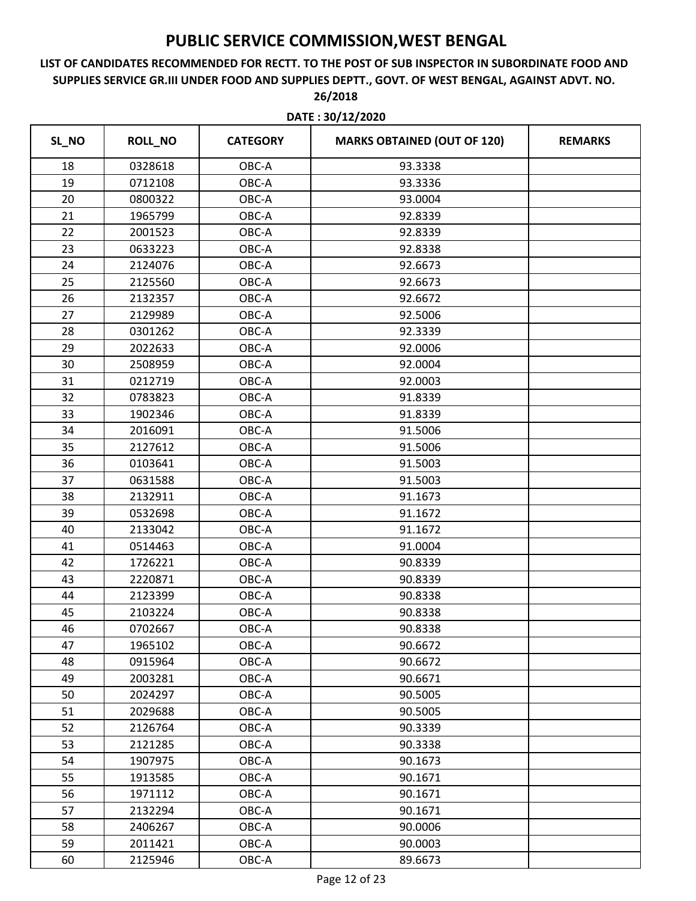# PUBLIC SERVICE COMMISSION,WEST BENGAL

**LIST OF CANDIDATES RECOMMENDED FOR RECTT. TO THE POST OF SUB INSPECTOR IN SUBORDINATE FOOD AND SUPPLIES SERVICE GR.III UNDER FOOD AND SUPPLIES DEPTT., GOVT. OF WEST BENGAL, AGAINST ADVT. NO. 26/2018**

**DATE : 30/12/2020**

| SL_NO | ROLL_NO | CATEGORY | MARKS OBTAINED (OUT OF 120) | REMARKS |
|---|---|---|---|---|
| 18 | 0328618 | OBC-A | 93.3338 | |
| 19 | 0712108 | OBC-A | 93.3336 | |
| 20 | 0800322 | OBC-A | 93.0004 | |
| 21 | 1965799 | OBC-A | 92.8339 | |
| 22 | 2001523 | OBC-A | 92.8339 | |
| 23 | 0633223 | OBC-A | 92.8338 | |
| 24 | 2124076 | OBC-A | 92.6673 | |
| 25 | 2125560 | OBC-A | 92.6673 | |
| 26 | 2132357 | OBC-A | 92.6672 | |
| 27 | 2129989 | OBC-A | 92.5006 | |
| 28 | 0301262 | OBC-A | 92.3339 | |
| 29 | 2022633 | OBC-A | 92.0006 | |
| 30 | 2508959 | OBC-A | 92.0004 | |
| 31 | 0212719 | OBC-A | 92.0003 | |
| 32 | 0783823 | OBC-A | 91.8339 | |
| 33 | 1902346 | OBC-A | 91.8339 | |
| 34 | 2016091 | OBC-A | 91.5006 | |
| 35 | 2127612 | OBC-A | 91.5006 | |
| 36 | 0103641 | OBC-A | 91.5003 | |
| 37 | 0631588 | OBC-A | 91.5003 | |
| 38 | 2132911 | OBC-A | 91.1673 | |
| 39 | 0532698 | OBC-A | 91.1672 | |
| 40 | 2133042 | OBC-A | 91.1672 | |
| 41 | 0514463 | OBC-A | 91.0004 | |
| 42 | 1726221 | OBC-A | 90.8339 | |
| 43 | 2220871 | OBC-A | 90.8339 | |
| 44 | 2123399 | OBC-A | 90.8338 | |
| 45 | 2103224 | OBC-A | 90.8338 | |
| 46 | 0702667 | OBC-A | 90.8338 | |
| 47 | 1965102 | OBC-A | 90.6672 | |
| 48 | 0915964 | OBC-A | 90.6672 | |
| 49 | 2003281 | OBC-A | 90.6671 | |
| 50 | 2024297 | OBC-A | 90.5005 | |
| 51 | 2029688 | OBC-A | 90.5005 | |
| 52 | 2126764 | OBC-A | 90.3339 | |
| 53 | 2121285 | OBC-A | 90.3338 | |
| 54 | 1907975 | OBC-A | 90.1673 | |
| 55 | 1913585 | OBC-A | 90.1671 | |
| 56 | 1971112 | OBC-A | 90.1671 | |
| 57 | 2132294 | OBC-A | 90.1671 | |
| 58 | 2406267 | OBC-A | 90.0006 | |
| 59 | 2011421 | OBC-A | 90.0003 | |
| 60 | 2125946 | OBC-A | 89.6673 | |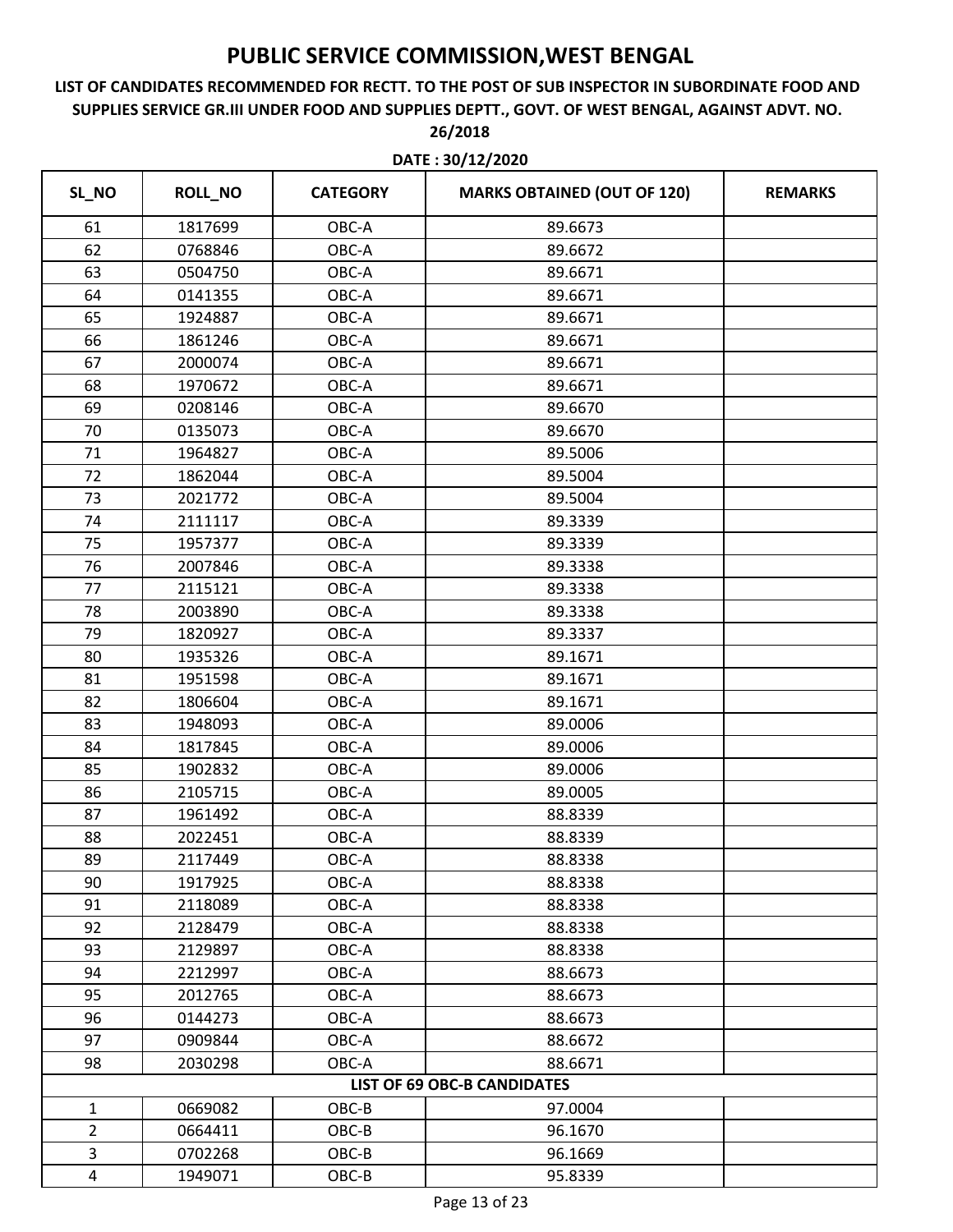# PUBLIC SERVICE COMMISSION,WEST BENGAL

**LIST OF CANDIDATES RECOMMENDED FOR RECTT. TO THE POST OF SUB INSPECTOR IN SUBORDINATE FOOD AND SUPPLIES SERVICE GR.III UNDER FOOD AND SUPPLIES DEPTT., GOVT. OF WEST BENGAL, AGAINST ADVT. NO. 26/2018**

**DATE : 30/12/2020**

| SL_NO | ROLL_NO | CATEGORY | MARKS OBTAINED (OUT OF 120) | REMARKS |
|---|---|---|---|---|
| 61 | 1817699 | OBC-A | 89.6673 | |
| 62 | 0768846 | OBC-A | 89.6672 | |
| 63 | 0504750 | OBC-A | 89.6671 | |
| 64 | 0141355 | OBC-A | 89.6671 | |
| 65 | 1924887 | OBC-A | 89.6671 | |
| 66 | 1861246 | OBC-A | 89.6671 | |
| 67 | 2000074 | OBC-A | 89.6671 | |
| 68 | 1970672 | OBC-A | 89.6671 | |
| 69 | 0208146 | OBC-A | 89.6670 | |
| 70 | 0135073 | OBC-A | 89.6670 | |
| 71 | 1964827 | OBC-A | 89.5006 | |
| 72 | 1862044 | OBC-A | 89.5004 | |
| 73 | 2021772 | OBC-A | 89.5004 | |
| 74 | 2111117 | OBC-A | 89.3339 | |
| 75 | 1957377 | OBC-A | 89.3339 | |
| 76 | 2007846 | OBC-A | 89.3338 | |
| 77 | 2115121 | OBC-A | 89.3338 | |
| 78 | 2003890 | OBC-A | 89.3338 | |
| 79 | 1820927 | OBC-A | 89.3337 | |
| 80 | 1935326 | OBC-A | 89.1671 | |
| 81 | 1951598 | OBC-A | 89.1671 | |
| 82 | 1806604 | OBC-A | 89.1671 | |
| 83 | 1948093 | OBC-A | 89.0006 | |
| 84 | 1817845 | OBC-A | 89.0006 | |
| 85 | 1902832 | OBC-A | 89.0006 | |
| 86 | 2105715 | OBC-A | 89.0005 | |
| 87 | 1961492 | OBC-A | 88.8339 | |
| 88 | 2022451 | OBC-A | 88.8339 | |
| 89 | 2117449 | OBC-A | 88.8338 | |
| 90 | 1917925 | OBC-A | 88.8338 | |
| 91 | 2118089 | OBC-A | 88.8338 | |
| 92 | 2128479 | OBC-A | 88.8338 | |
| 93 | 2129897 | OBC-A | 88.8338 | |
| 94 | 2212997 | OBC-A | 88.6673 | |
| 95 | 2012765 | OBC-A | 88.6673 | |
| 96 | 0144273 | OBC-A | 88.6673 | |
| 97 | 0909844 | OBC-A | 88.6672 | |
| 98 | 2030298 | OBC-A | 88.6671 | |
| **LIST OF 69 OBC-B CANDIDATES** | | | | |
| 1 | 0669082 | OBC-B | 97.0004 | |
| 2 | 0664411 | OBC-B | 96.1670 | |
| 3 | 0702268 | OBC-B | 96.1669 | |
| 4 | 1949071 | OBC-B | 95.8339 | |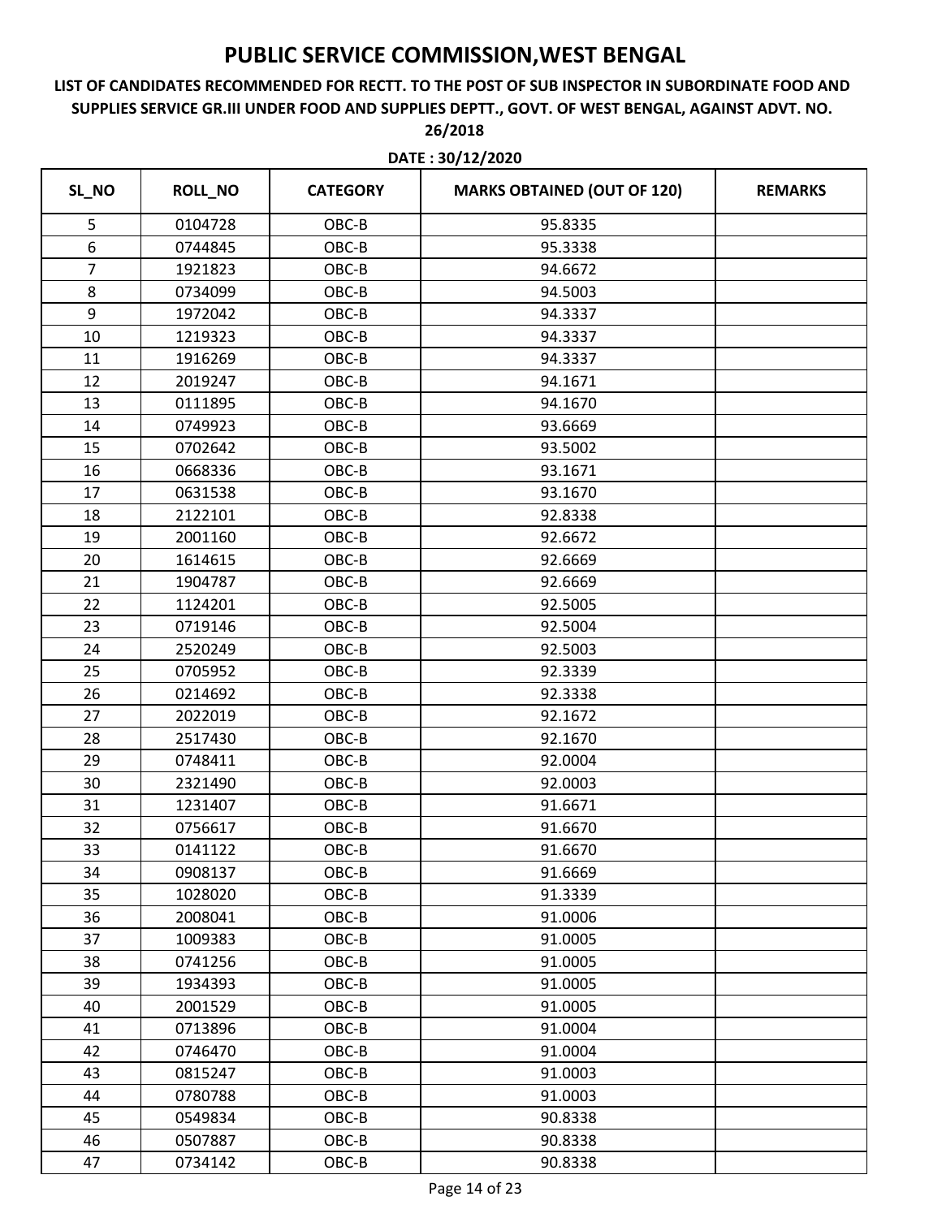# PUBLIC SERVICE COMMISSION,WEST BENGAL

## LIST OF CANDIDATES RECOMMENDED FOR RECTT. TO THE POST OF SUB INSPECTOR IN SUBORDINATE FOOD AND SUPPLIES SERVICE GR.III UNDER FOOD AND SUPPLIES DEPTT., GOVT. OF WEST BENGAL, AGAINST ADVT. NO. 26/2018

**DATE : 30/12/2020**

| SL_NO | ROLL_NO | CATEGORY | MARKS OBTAINED (OUT OF 120) | REMARKS |
|---|---|---|---|---|
| 5 | 0104728 | OBC-B | 95.8335 | |
| 6 | 0744845 | OBC-B | 95.3338 | |
| 7 | 1921823 | OBC-B | 94.6672 | |
| 8 | 0734099 | OBC-B | 94.5003 | |
| 9 | 1972042 | OBC-B | 94.3337 | |
| 10 | 1219323 | OBC-B | 94.3337 | |
| 11 | 1916269 | OBC-B | 94.3337 | |
| 12 | 2019247 | OBC-B | 94.1671 | |
| 13 | 0111895 | OBC-B | 94.1670 | |
| 14 | 0749923 | OBC-B | 93.6669 | |
| 15 | 0702642 | OBC-B | 93.5002 | |
| 16 | 0668336 | OBC-B | 93.1671 | |
| 17 | 0631538 | OBC-B | 93.1670 | |
| 18 | 2122101 | OBC-B | 92.8338 | |
| 19 | 2001160 | OBC-B | 92.6672 | |
| 20 | 1614615 | OBC-B | 92.6669 | |
| 21 | 1904787 | OBC-B | 92.6669 | |
| 22 | 1124201 | OBC-B | 92.5005 | |
| 23 | 0719146 | OBC-B | 92.5004 | |
| 24 | 2520249 | OBC-B | 92.5003 | |
| 25 | 0705952 | OBC-B | 92.3339 | |
| 26 | 0214692 | OBC-B | 92.3338 | |
| 27 | 2022019 | OBC-B | 92.1672 | |
| 28 | 2517430 | OBC-B | 92.1670 | |
| 29 | 0748411 | OBC-B | 92.0004 | |
| 30 | 2321490 | OBC-B | 92.0003 | |
| 31 | 1231407 | OBC-B | 91.6671 | |
| 32 | 0756617 | OBC-B | 91.6670 | |
| 33 | 0141122 | OBC-B | 91.6670 | |
| 34 | 0908137 | OBC-B | 91.6669 | |
| 35 | 1028020 | OBC-B | 91.3339 | |
| 36 | 2008041 | OBC-B | 91.0006 | |
| 37 | 1009383 | OBC-B | 91.0005 | |
| 38 | 0741256 | OBC-B | 91.0005 | |
| 39 | 1934393 | OBC-B | 91.0005 | |
| 40 | 2001529 | OBC-B | 91.0005 | |
| 41 | 0713896 | OBC-B | 91.0004 | |
| 42 | 0746470 | OBC-B | 91.0004 | |
| 43 | 0815247 | OBC-B | 91.0003 | |
| 44 | 0780788 | OBC-B | 91.0003 | |
| 45 | 0549834 | OBC-B | 90.8338 | |
| 46 | 0507887 | OBC-B | 90.8338 | |
| 47 | 0734142 | OBC-B | 90.8338 | |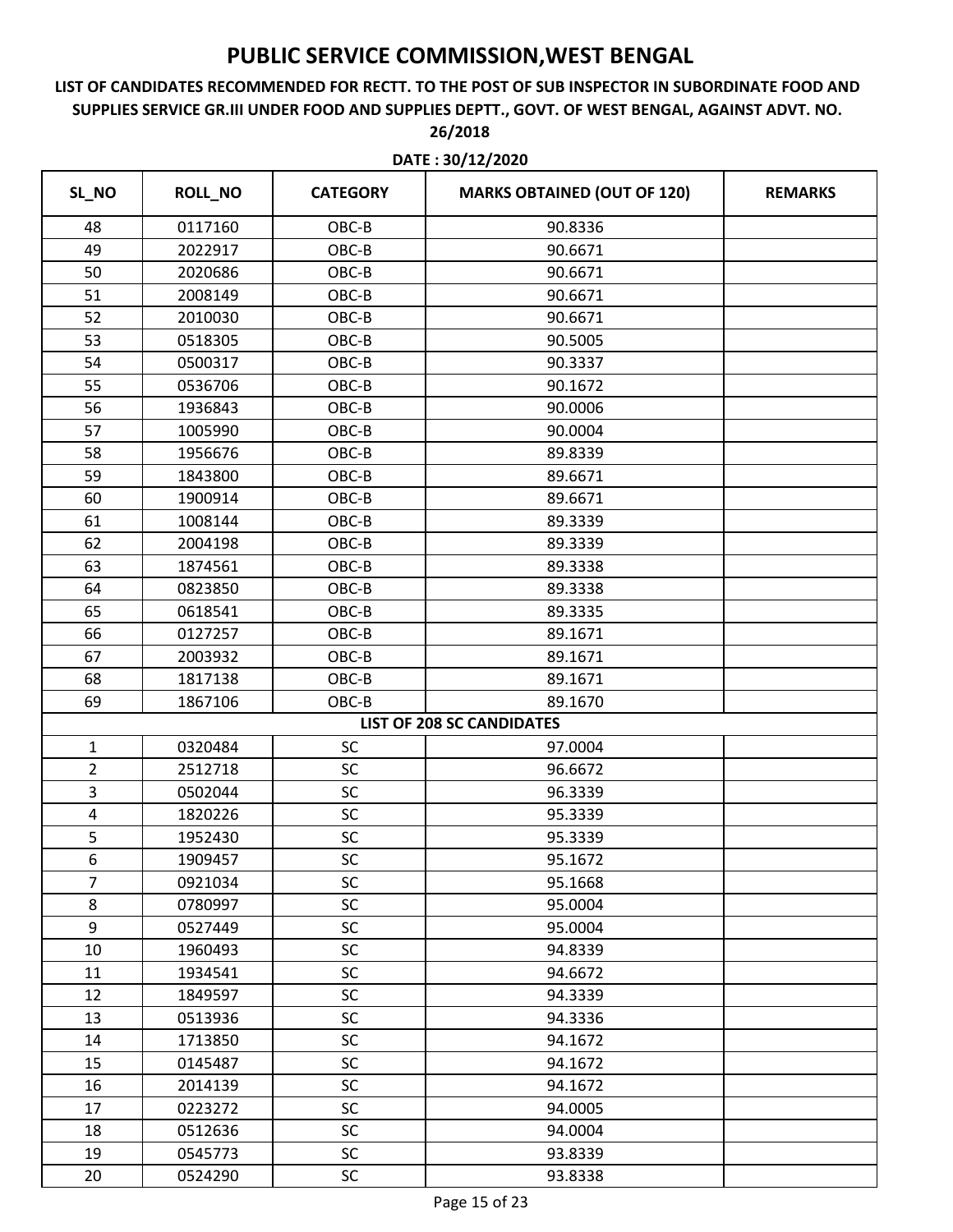# PUBLIC SERVICE COMMISSION,WEST BENGAL

**LIST OF CANDIDATES RECOMMENDED FOR RECTT. TO THE POST OF SUB INSPECTOR IN SUBORDINATE FOOD AND SUPPLIES SERVICE GR.III UNDER FOOD AND SUPPLIES DEPTT., GOVT. OF WEST BENGAL, AGAINST ADVT. NO. 26/2018**

**DATE : 30/12/2020**

| SL_NO | ROLL_NO | CATEGORY | MARKS OBTAINED (OUT OF 120) | REMARKS |
|---|---|---|---|---|
| 48 | 0117160 | OBC-B | 90.8336 | |
| 49 | 2022917 | OBC-B | 90.6671 | |
| 50 | 2020686 | OBC-B | 90.6671 | |
| 51 | 2008149 | OBC-B | 90.6671 | |
| 52 | 2010030 | OBC-B | 90.6671 | |
| 53 | 0518305 | OBC-B | 90.5005 | |
| 54 | 0500317 | OBC-B | 90.3337 | |
| 55 | 0536706 | OBC-B | 90.1672 | |
| 56 | 1936843 | OBC-B | 90.0006 | |
| 57 | 1005990 | OBC-B | 90.0004 | |
| 58 | 1956676 | OBC-B | 89.8339 | |
| 59 | 1843800 | OBC-B | 89.6671 | |
| 60 | 1900914 | OBC-B | 89.6671 | |
| 61 | 1008144 | OBC-B | 89.3339 | |
| 62 | 2004198 | OBC-B | 89.3339 | |
| 63 | 1874561 | OBC-B | 89.3338 | |
| 64 | 0823850 | OBC-B | 89.3338 | |
| 65 | 0618541 | OBC-B | 89.3335 | |
| 66 | 0127257 | OBC-B | 89.1671 | |
| 67 | 2003932 | OBC-B | 89.1671 | |
| 68 | 1817138 | OBC-B | 89.1671 | |
| 69 | 1867106 | OBC-B | 89.1670 | |
| **LIST OF 208 SC CANDIDATES** | | | | |
| 1 | 0320484 | SC | 97.0004 | |
| 2 | 2512718 | SC | 96.6672 | |
| 3 | 0502044 | SC | 96.3339 | |
| 4 | 1820226 | SC | 95.3339 | |
| 5 | 1952430 | SC | 95.3339 | |
| 6 | 1909457 | SC | 95.1672 | |
| 7 | 0921034 | SC | 95.1668 | |
| 8 | 0780997 | SC | 95.0004 | |
| 9 | 0527449 | SC | 95.0004 | |
| 10 | 1960493 | SC | 94.8339 | |
| 11 | 1934541 | SC | 94.6672 | |
| 12 | 1849597 | SC | 94.3339 | |
| 13 | 0513936 | SC | 94.3336 | |
| 14 | 1713850 | SC | 94.1672 | |
| 15 | 0145487 | SC | 94.1672 | |
| 16 | 2014139 | SC | 94.1672 | |
| 17 | 0223272 | SC | 94.0005 | |
| 18 | 0512636 | SC | 94.0004 | |
| 19 | 0545773 | SC | 93.8339 | |
| 20 | 0524290 | SC | 93.8338 | |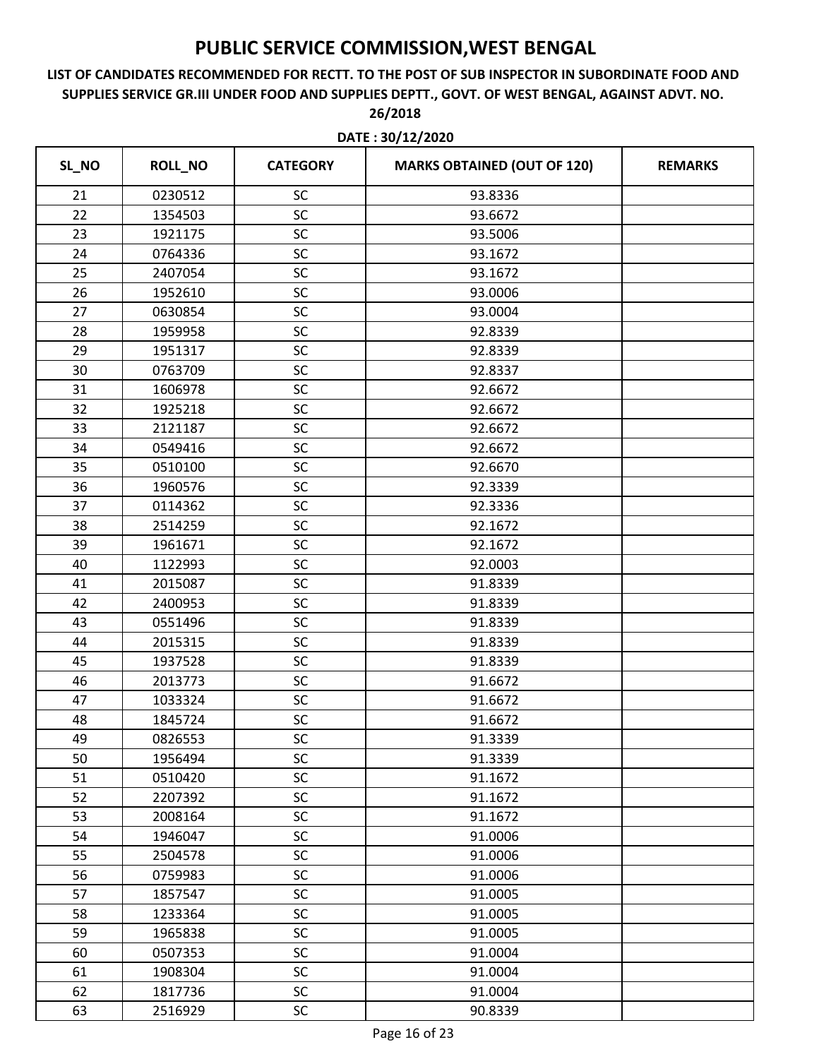# PUBLIC SERVICE COMMISSION,WEST BENGAL

**LIST OF CANDIDATES RECOMMENDED FOR RECTT. TO THE POST OF SUB INSPECTOR IN SUBORDINATE FOOD AND SUPPLIES SERVICE GR.III UNDER FOOD AND SUPPLIES DEPTT., GOVT. OF WEST BENGAL, AGAINST ADVT. NO. 26/2018**

**DATE : 30/12/2020**

| SL_NO | ROLL_NO | CATEGORY | MARKS OBTAINED (OUT OF 120) | REMARKS |
|---|---|---|---|---|
| 21 | 0230512 | SC | 93.8336 | |
| 22 | 1354503 | SC | 93.6672 | |
| 23 | 1921175 | SC | 93.5006 | |
| 24 | 0764336 | SC | 93.1672 | |
| 25 | 2407054 | SC | 93.1672 | |
| 26 | 1952610 | SC | 93.0006 | |
| 27 | 0630854 | SC | 93.0004 | |
| 28 | 1959958 | SC | 92.8339 | |
| 29 | 1951317 | SC | 92.8339 | |
| 30 | 0763709 | SC | 92.8337 | |
| 31 | 1606978 | SC | 92.6672 | |
| 32 | 1925218 | SC | 92.6672 | |
| 33 | 2121187 | SC | 92.6672 | |
| 34 | 0549416 | SC | 92.6672 | |
| 35 | 0510100 | SC | 92.6670 | |
| 36 | 1960576 | SC | 92.3339 | |
| 37 | 0114362 | SC | 92.3336 | |
| 38 | 2514259 | SC | 92.1672 | |
| 39 | 1961671 | SC | 92.1672 | |
| 40 | 1122993 | SC | 92.0003 | |
| 41 | 2015087 | SC | 91.8339 | |
| 42 | 2400953 | SC | 91.8339 | |
| 43 | 0551496 | SC | 91.8339 | |
| 44 | 2015315 | SC | 91.8339 | |
| 45 | 1937528 | SC | 91.8339 | |
| 46 | 2013773 | SC | 91.6672 | |
| 47 | 1033324 | SC | 91.6672 | |
| 48 | 1845724 | SC | 91.6672 | |
| 49 | 0826553 | SC | 91.3339 | |
| 50 | 1956494 | SC | 91.3339 | |
| 51 | 0510420 | SC | 91.1672 | |
| 52 | 2207392 | SC | 91.1672 | |
| 53 | 2008164 | SC | 91.1672 | |
| 54 | 1946047 | SC | 91.0006 | |
| 55 | 2504578 | SC | 91.0006 | |
| 56 | 0759983 | SC | 91.0006 | |
| 57 | 1857547 | SC | 91.0005 | |
| 58 | 1233364 | SC | 91.0005 | |
| 59 | 1965838 | SC | 91.0005 | |
| 60 | 0507353 | SC | 91.0004 | |
| 61 | 1908304 | SC | 91.0004 | |
| 62 | 1817736 | SC | 91.0004 | |
| 63 | 2516929 | SC | 90.8339 | |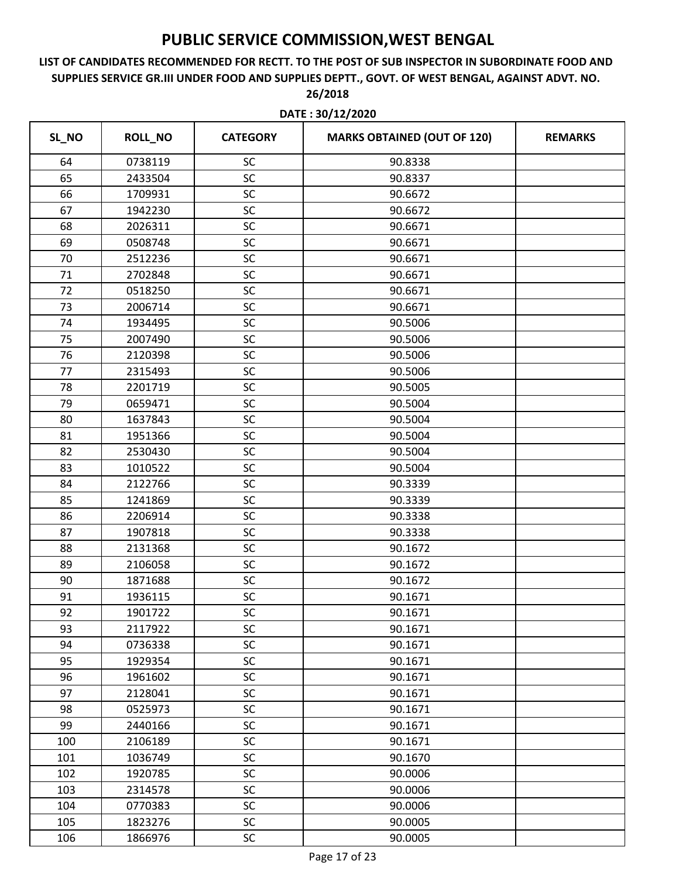# PUBLIC SERVICE COMMISSION,WEST BENGAL

**LIST OF CANDIDATES RECOMMENDED FOR RECTT. TO THE POST OF SUB INSPECTOR IN SUBORDINATE FOOD AND SUPPLIES SERVICE GR.III UNDER FOOD AND SUPPLIES DEPTT., GOVT. OF WEST BENGAL, AGAINST ADVT. NO. 26/2018**

**DATE : 30/12/2020**

| SL_NO | ROLL_NO | CATEGORY | MARKS OBTAINED (OUT OF 120) | REMARKS |
|---|---|---|---|---|
| 64 | 0738119 | SC | 90.8338 | |
| 65 | 2433504 | SC | 90.8337 | |
| 66 | 1709931 | SC | 90.6672 | |
| 67 | 1942230 | SC | 90.6672 | |
| 68 | 2026311 | SC | 90.6671 | |
| 69 | 0508748 | SC | 90.6671 | |
| 70 | 2512236 | SC | 90.6671 | |
| 71 | 2702848 | SC | 90.6671 | |
| 72 | 0518250 | SC | 90.6671 | |
| 73 | 2006714 | SC | 90.6671 | |
| 74 | 1934495 | SC | 90.5006 | |
| 75 | 2007490 | SC | 90.5006 | |
| 76 | 2120398 | SC | 90.5006 | |
| 77 | 2315493 | SC | 90.5006 | |
| 78 | 2201719 | SC | 90.5005 | |
| 79 | 0659471 | SC | 90.5004 | |
| 80 | 1637843 | SC | 90.5004 | |
| 81 | 1951366 | SC | 90.5004 | |
| 82 | 2530430 | SC | 90.5004 | |
| 83 | 1010522 | SC | 90.5004 | |
| 84 | 2122766 | SC | 90.3339 | |
| 85 | 1241869 | SC | 90.3339 | |
| 86 | 2206914 | SC | 90.3338 | |
| 87 | 1907818 | SC | 90.3338 | |
| 88 | 2131368 | SC | 90.1672 | |
| 89 | 2106058 | SC | 90.1672 | |
| 90 | 1871688 | SC | 90.1672 | |
| 91 | 1936115 | SC | 90.1671 | |
| 92 | 1901722 | SC | 90.1671 | |
| 93 | 2117922 | SC | 90.1671 | |
| 94 | 0736338 | SC | 90.1671 | |
| 95 | 1929354 | SC | 90.1671 | |
| 96 | 1961602 | SC | 90.1671 | |
| 97 | 2128041 | SC | 90.1671 | |
| 98 | 0525973 | SC | 90.1671 | |
| 99 | 2440166 | SC | 90.1671 | |
| 100 | 2106189 | SC | 90.1671 | |
| 101 | 1036749 | SC | 90.1670 | |
| 102 | 1920785 | SC | 90.0006 | |
| 103 | 2314578 | SC | 90.0006 | |
| 104 | 0770383 | SC | 90.0006 | |
| 105 | 1823276 | SC | 90.0005 | |
| 106 | 1866976 | SC | 90.0005 | |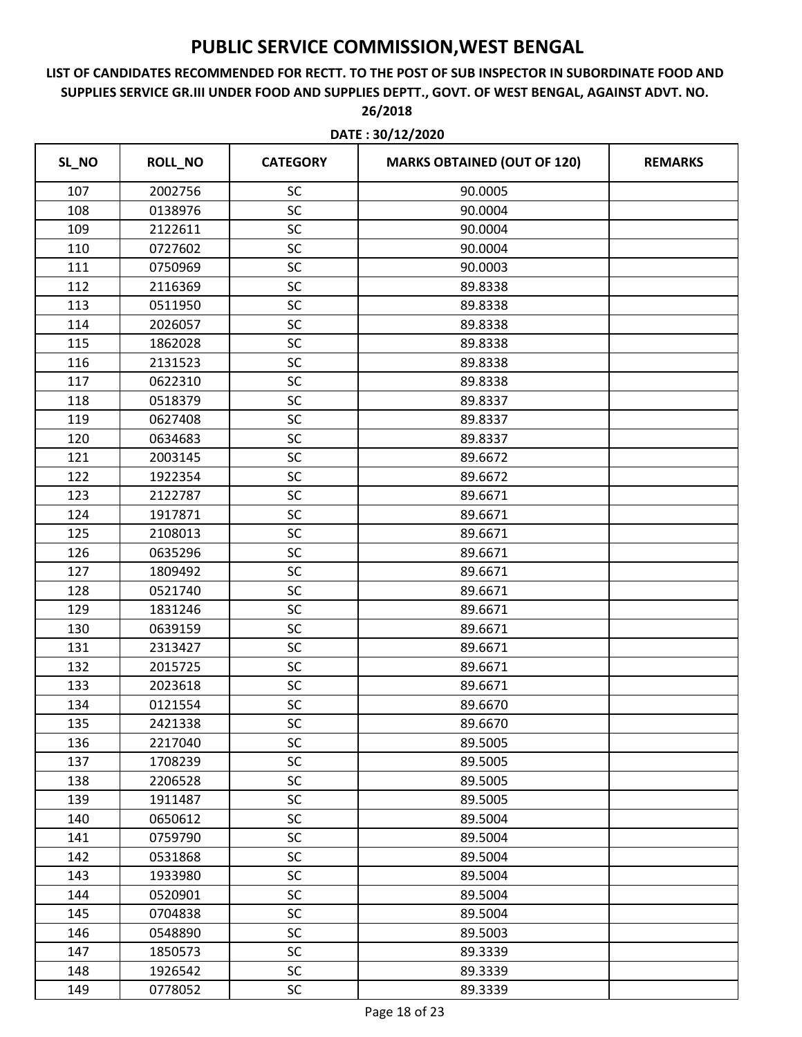# PUBLIC SERVICE COMMISSION,WEST BENGAL

**LIST OF CANDIDATES RECOMMENDED FOR RECTT. TO THE POST OF SUB INSPECTOR IN SUBORDINATE FOOD AND SUPPLIES SERVICE GR.III UNDER FOOD AND SUPPLIES DEPTT., GOVT. OF WEST BENGAL, AGAINST ADVT. NO. 26/2018**

**DATE : 30/12/2020**

| SL_NO | ROLL_NO | CATEGORY | MARKS OBTAINED (OUT OF 120) | REMARKS |
|---|---|---|---|---|
| 107 | 2002756 | SC | 90.0005 | |
| 108 | 0138976 | SC | 90.0004 | |
| 109 | 2122611 | SC | 90.0004 | |
| 110 | 0727602 | SC | 90.0004 | |
| 111 | 0750969 | SC | 90.0003 | |
| 112 | 2116369 | SC | 89.8338 | |
| 113 | 0511950 | SC | 89.8338 | |
| 114 | 2026057 | SC | 89.8338 | |
| 115 | 1862028 | SC | 89.8338 | |
| 116 | 2131523 | SC | 89.8338 | |
| 117 | 0622310 | SC | 89.8338 | |
| 118 | 0518379 | SC | 89.8337 | |
| 119 | 0627408 | SC | 89.8337 | |
| 120 | 0634683 | SC | 89.8337 | |
| 121 | 2003145 | SC | 89.6672 | |
| 122 | 1922354 | SC | 89.6672 | |
| 123 | 2122787 | SC | 89.6671 | |
| 124 | 1917871 | SC | 89.6671 | |
| 125 | 2108013 | SC | 89.6671 | |
| 126 | 0635296 | SC | 89.6671 | |
| 127 | 1809492 | SC | 89.6671 | |
| 128 | 0521740 | SC | 89.6671 | |
| 129 | 1831246 | SC | 89.6671 | |
| 130 | 0639159 | SC | 89.6671 | |
| 131 | 2313427 | SC | 89.6671 | |
| 132 | 2015725 | SC | 89.6671 | |
| 133 | 2023618 | SC | 89.6671 | |
| 134 | 0121554 | SC | 89.6670 | |
| 135 | 2421338 | SC | 89.6670 | |
| 136 | 2217040 | SC | 89.5005 | |
| 137 | 1708239 | SC | 89.5005 | |
| 138 | 2206528 | SC | 89.5005 | |
| 139 | 1911487 | SC | 89.5005 | |
| 140 | 0650612 | SC | 89.5004 | |
| 141 | 0759790 | SC | 89.5004 | |
| 142 | 0531868 | SC | 89.5004 | |
| 143 | 1933980 | SC | 89.5004 | |
| 144 | 0520901 | SC | 89.5004 | |
| 145 | 0704838 | SC | 89.5004 | |
| 146 | 0548890 | SC | 89.5003 | |
| 147 | 1850573 | SC | 89.3339 | |
| 148 | 1926542 | SC | 89.3339 | |
| 149 | 0778052 | SC | 89.3339 | |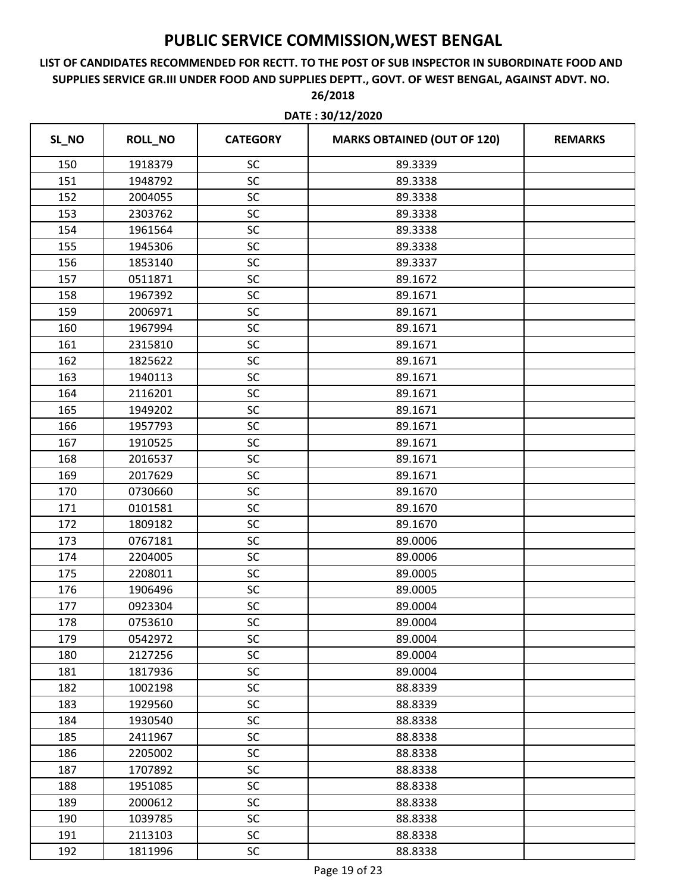# PUBLIC SERVICE COMMISSION,WEST BENGAL

**LIST OF CANDIDATES RECOMMENDED FOR RECTT. TO THE POST OF SUB INSPECTOR IN SUBORDINATE FOOD AND SUPPLIES SERVICE GR.III UNDER FOOD AND SUPPLIES DEPTT., GOVT. OF WEST BENGAL, AGAINST ADVT. NO. 26/2018**

**DATE : 30/12/2020**

| SL_NO | ROLL_NO | CATEGORY | MARKS OBTAINED (OUT OF 120) | REMARKS |
|---|---|---|---|---|
| 150 | 1918379 | SC | 89.3339 | |
| 151 | 1948792 | SC | 89.3338 | |
| 152 | 2004055 | SC | 89.3338 | |
| 153 | 2303762 | SC | 89.3338 | |
| 154 | 1961564 | SC | 89.3338 | |
| 155 | 1945306 | SC | 89.3338 | |
| 156 | 1853140 | SC | 89.3337 | |
| 157 | 0511871 | SC | 89.1672 | |
| 158 | 1967392 | SC | 89.1671 | |
| 159 | 2006971 | SC | 89.1671 | |
| 160 | 1967994 | SC | 89.1671 | |
| 161 | 2315810 | SC | 89.1671 | |
| 162 | 1825622 | SC | 89.1671 | |
| 163 | 1940113 | SC | 89.1671 | |
| 164 | 2116201 | SC | 89.1671 | |
| 165 | 1949202 | SC | 89.1671 | |
| 166 | 1957793 | SC | 89.1671 | |
| 167 | 1910525 | SC | 89.1671 | |
| 168 | 2016537 | SC | 89.1671 | |
| 169 | 2017629 | SC | 89.1671 | |
| 170 | 0730660 | SC | 89.1670 | |
| 171 | 0101581 | SC | 89.1670 | |
| 172 | 1809182 | SC | 89.1670 | |
| 173 | 0767181 | SC | 89.0006 | |
| 174 | 2204005 | SC | 89.0006 | |
| 175 | 2208011 | SC | 89.0005 | |
| 176 | 1906496 | SC | 89.0005 | |
| 177 | 0923304 | SC | 89.0004 | |
| 178 | 0753610 | SC | 89.0004 | |
| 179 | 0542972 | SC | 89.0004 | |
| 180 | 2127256 | SC | 89.0004 | |
| 181 | 1817936 | SC | 89.0004 | |
| 182 | 1002198 | SC | 88.8339 | |
| 183 | 1929560 | SC | 88.8339 | |
| 184 | 1930540 | SC | 88.8338 | |
| 185 | 2411967 | SC | 88.8338 | |
| 186 | 2205002 | SC | 88.8338 | |
| 187 | 1707892 | SC | 88.8338 | |
| 188 | 1951085 | SC | 88.8338 | |
| 189 | 2000612 | SC | 88.8338 | |
| 190 | 1039785 | SC | 88.8338 | |
| 191 | 2113103 | SC | 88.8338 | |
| 192 | 1811996 | SC | 88.8338 | |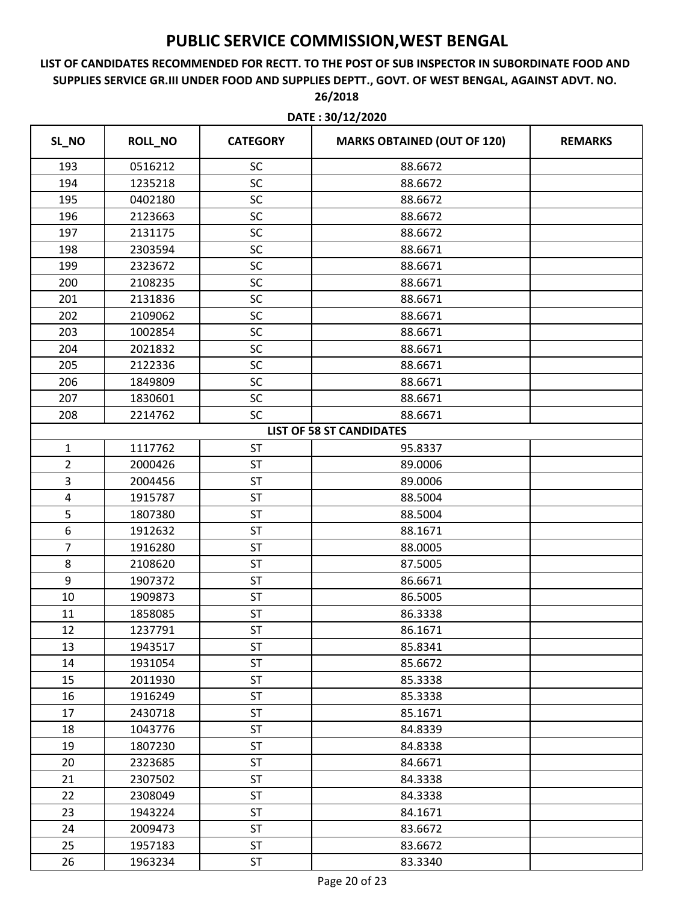# PUBLIC SERVICE COMMISSION,WEST BENGAL

**LIST OF CANDIDATES RECOMMENDED FOR RECTT. TO THE POST OF SUB INSPECTOR IN SUBORDINATE FOOD AND SUPPLIES SERVICE GR.III UNDER FOOD AND SUPPLIES DEPTT., GOVT. OF WEST BENGAL, AGAINST ADVT. NO. 26/2018**

**DATE : 30/12/2020**

| SL_NO | ROLL_NO | CATEGORY | MARKS OBTAINED (OUT OF 120) | REMARKS |
|---|---|---|---|---|
| 193 | 0516212 | SC | 88.6672 | |
| 194 | 1235218 | SC | 88.6672 | |
| 195 | 0402180 | SC | 88.6672 | |
| 196 | 2123663 | SC | 88.6672 | |
| 197 | 2131175 | SC | 88.6672 | |
| 198 | 2303594 | SC | 88.6671 | |
| 199 | 2323672 | SC | 88.6671 | |
| 200 | 2108235 | SC | 88.6671 | |
| 201 | 2131836 | SC | 88.6671 | |
| 202 | 2109062 | SC | 88.6671 | |
| 203 | 1002854 | SC | 88.6671 | |
| 204 | 2021832 | SC | 88.6671 | |
| 205 | 2122336 | SC | 88.6671 | |
| 206 | 1849809 | SC | 88.6671 | |
| 207 | 1830601 | SC | 88.6671 | |
| 208 | 2214762 | SC | 88.6671 | |
| | | | **LIST OF 58 ST CANDIDATES** | |
| 1 | 1117762 | ST | 95.8337 | |
| 2 | 2000426 | ST | 89.0006 | |
| 3 | 2004456 | ST | 89.0006 | |
| 4 | 1915787 | ST | 88.5004 | |
| 5 | 1807380 | ST | 88.5004 | |
| 6 | 1912632 | ST | 88.1671 | |
| 7 | 1916280 | ST | 88.0005 | |
| 8 | 2108620 | ST | 87.5005 | |
| 9 | 1907372 | ST | 86.6671 | |
| 10 | 1909873 | ST | 86.5005 | |
| 11 | 1858085 | ST | 86.3338 | |
| 12 | 1237791 | ST | 86.1671 | |
| 13 | 1943517 | ST | 85.8341 | |
| 14 | 1931054 | ST | 85.6672 | |
| 15 | 2011930 | ST | 85.3338 | |
| 16 | 1916249 | ST | 85.3338 | |
| 17 | 2430718 | ST | 85.1671 | |
| 18 | 1043776 | ST | 84.8339 | |
| 19 | 1807230 | ST | 84.8338 | |
| 20 | 2323685 | ST | 84.6671 | |
| 21 | 2307502 | ST | 84.3338 | |
| 22 | 2308049 | ST | 84.3338 | |
| 23 | 1943224 | ST | 84.1671 | |
| 24 | 2009473 | ST | 83.6672 | |
| 25 | 1957183 | ST | 83.6672 | |
| 26 | 1963234 | ST | 83.3340 | |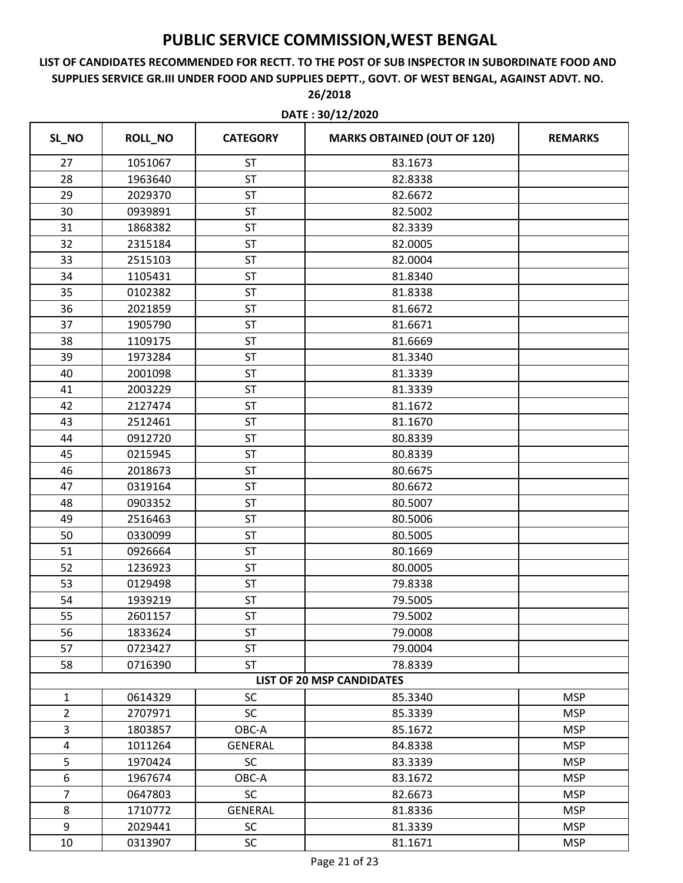# PUBLIC SERVICE COMMISSION,WEST BENGAL

**LIST OF CANDIDATES RECOMMENDED FOR RECTT. TO THE POST OF SUB INSPECTOR IN SUBORDINATE FOOD AND SUPPLIES SERVICE GR.III UNDER FOOD AND SUPPLIES DEPTT., GOVT. OF WEST BENGAL, AGAINST ADVT. NO. 26/2018**

**DATE : 30/12/2020**

| SL_NO | ROLL_NO | CATEGORY | MARKS OBTAINED (OUT OF 120) | REMARKS |
|---|---|---|---|---|
| 27 | 1051067 | ST | 83.1673 | |
| 28 | 1963640 | ST | 82.8338 | |
| 29 | 2029370 | ST | 82.6672 | |
| 30 | 0939891 | ST | 82.5002 | |
| 31 | 1868382 | ST | 82.3339 | |
| 32 | 2315184 | ST | 82.0005 | |
| 33 | 2515103 | ST | 82.0004 | |
| 34 | 1105431 | ST | 81.8340 | |
| 35 | 0102382 | ST | 81.8338 | |
| 36 | 2021859 | ST | 81.6672 | |
| 37 | 1905790 | ST | 81.6671 | |
| 38 | 1109175 | ST | 81.6669 | |
| 39 | 1973284 | ST | 81.3340 | |
| 40 | 2001098 | ST | 81.3339 | |
| 41 | 2003229 | ST | 81.3339 | |
| 42 | 2127474 | ST | 81.1672 | |
| 43 | 2512461 | ST | 81.1670 | |
| 44 | 0912720 | ST | 80.8339 | |
| 45 | 0215945 | ST | 80.8339 | |
| 46 | 2018673 | ST | 80.6675 | |
| 47 | 0319164 | ST | 80.6672 | |
| 48 | 0903352 | ST | 80.5007 | |
| 49 | 2516463 | ST | 80.5006 | |
| 50 | 0330099 | ST | 80.5005 | |
| 51 | 0926664 | ST | 80.1669 | |
| 52 | 1236923 | ST | 80.0005 | |
| 53 | 0129498 | ST | 79.8338 | |
| 54 | 1939219 | ST | 79.5005 | |
| 55 | 2601157 | ST | 79.5002 | |
| 56 | 1833624 | ST | 79.0008 | |
| 57 | 0723427 | ST | 79.0004 | |
| 58 | 0716390 | ST | 78.8339 | |
| **LIST OF 20 MSP CANDIDATES** | | | | |
| 1 | 0614329 | SC | 85.3340 | MSP |
| 2 | 2707971 | SC | 85.3339 | MSP |
| 3 | 1803857 | OBC-A | 85.1672 | MSP |
| 4 | 1011264 | GENERAL | 84.8338 | MSP |
| 5 | 1970424 | SC | 83.3339 | MSP |
| 6 | 1967674 | OBC-A | 83.1672 | MSP |
| 7 | 0647803 | SC | 82.6673 | MSP |
| 8 | 1710772 | GENERAL | 81.8336 | MSP |
| 9 | 2029441 | SC | 81.3339 | MSP |
| 10 | 0313907 | SC | 81.1671 | MSP |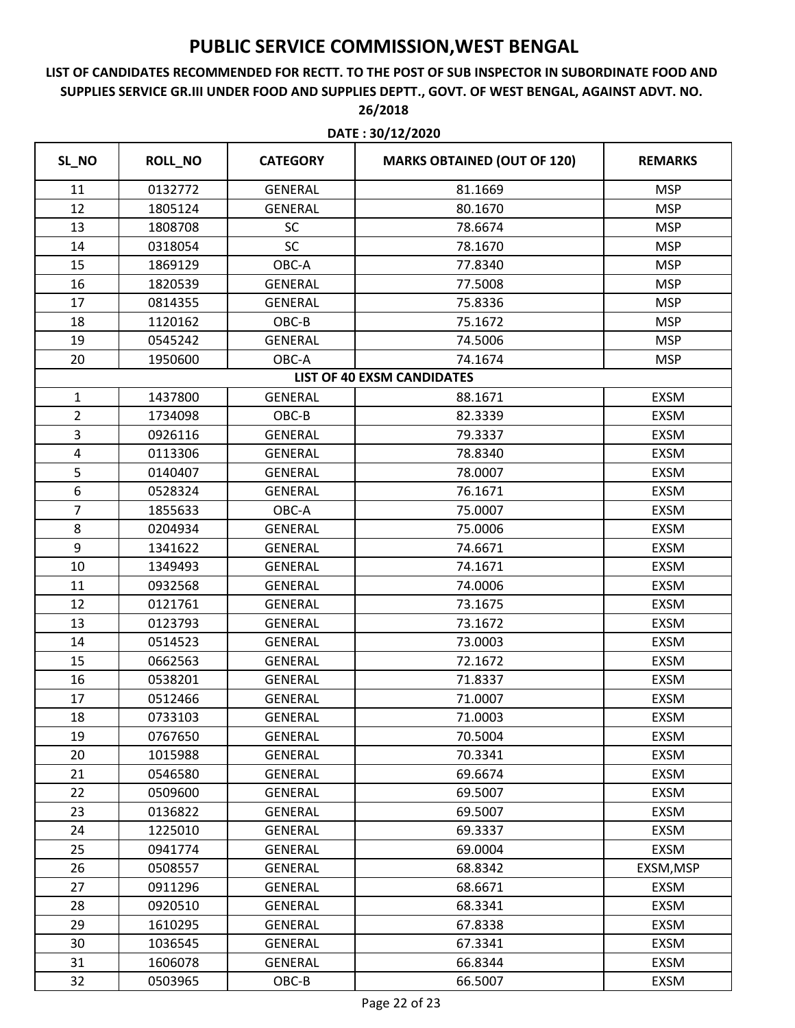# PUBLIC SERVICE COMMISSION,WEST BENGAL

**LIST OF CANDIDATES RECOMMENDED FOR RECTT. TO THE POST OF SUB INSPECTOR IN SUBORDINATE FOOD AND SUPPLIES SERVICE GR.III UNDER FOOD AND SUPPLIES DEPTT., GOVT. OF WEST BENGAL, AGAINST ADVT. NO. 26/2018**

**DATE : 30/12/2020**

| SL_NO | ROLL_NO | CATEGORY | MARKS OBTAINED (OUT OF 120) | REMARKS |
|---|---|---|---|---|
| 11 | 0132772 | GENERAL | 81.1669 | MSP |
| 12 | 1805124 | GENERAL | 80.1670 | MSP |
| 13 | 1808708 | SC | 78.6674 | MSP |
| 14 | 0318054 | SC | 78.1670 | MSP |
| 15 | 1869129 | OBC-A | 77.8340 | MSP |
| 16 | 1820539 | GENERAL | 77.5008 | MSP |
| 17 | 0814355 | GENERAL | 75.8336 | MSP |
| 18 | 1120162 | OBC-B | 75.1672 | MSP |
| 19 | 0545242 | GENERAL | 74.5006 | MSP |
| 20 | 1950600 | OBC-A | 74.1674 | MSP |
| | | **LIST OF 40 EXSM CANDIDATES** | | |
| 1 | 1437800 | GENERAL | 88.1671 | EXSM |
| 2 | 1734098 | OBC-B | 82.3339 | EXSM |
| 3 | 0926116 | GENERAL | 79.3337 | EXSM |
| 4 | 0113306 | GENERAL | 78.8340 | EXSM |
| 5 | 0140407 | GENERAL | 78.0007 | EXSM |
| 6 | 0528324 | GENERAL | 76.1671 | EXSM |
| 7 | 1855633 | OBC-A | 75.0007 | EXSM |
| 8 | 0204934 | GENERAL | 75.0006 | EXSM |
| 9 | 1341622 | GENERAL | 74.6671 | EXSM |
| 10 | 1349493 | GENERAL | 74.1671 | EXSM |
| 11 | 0932568 | GENERAL | 74.0006 | EXSM |
| 12 | 0121761 | GENERAL | 73.1675 | EXSM |
| 13 | 0123793 | GENERAL | 73.1672 | EXSM |
| 14 | 0514523 | GENERAL | 73.0003 | EXSM |
| 15 | 0662563 | GENERAL | 72.1672 | EXSM |
| 16 | 0538201 | GENERAL | 71.8337 | EXSM |
| 17 | 0512466 | GENERAL | 71.0007 | EXSM |
| 18 | 0733103 | GENERAL | 71.0003 | EXSM |
| 19 | 0767650 | GENERAL | 70.5004 | EXSM |
| 20 | 1015988 | GENERAL | 70.3341 | EXSM |
| 21 | 0546580 | GENERAL | 69.6674 | EXSM |
| 22 | 0509600 | GENERAL | 69.5007 | EXSM |
| 23 | 0136822 | GENERAL | 69.5007 | EXSM |
| 24 | 1225010 | GENERAL | 69.3337 | EXSM |
| 25 | 0941774 | GENERAL | 69.0004 | EXSM |
| 26 | 0508557 | GENERAL | 68.8342 | EXSM,MSP |
| 27 | 0911296 | GENERAL | 68.6671 | EXSM |
| 28 | 0920510 | GENERAL | 68.3341 | EXSM |
| 29 | 1610295 | GENERAL | 67.8338 | EXSM |
| 30 | 1036545 | GENERAL | 67.3341 | EXSM |
| 31 | 1606078 | GENERAL | 66.8344 | EXSM |
| 32 | 0503965 | OBC-B | 66.5007 | EXSM |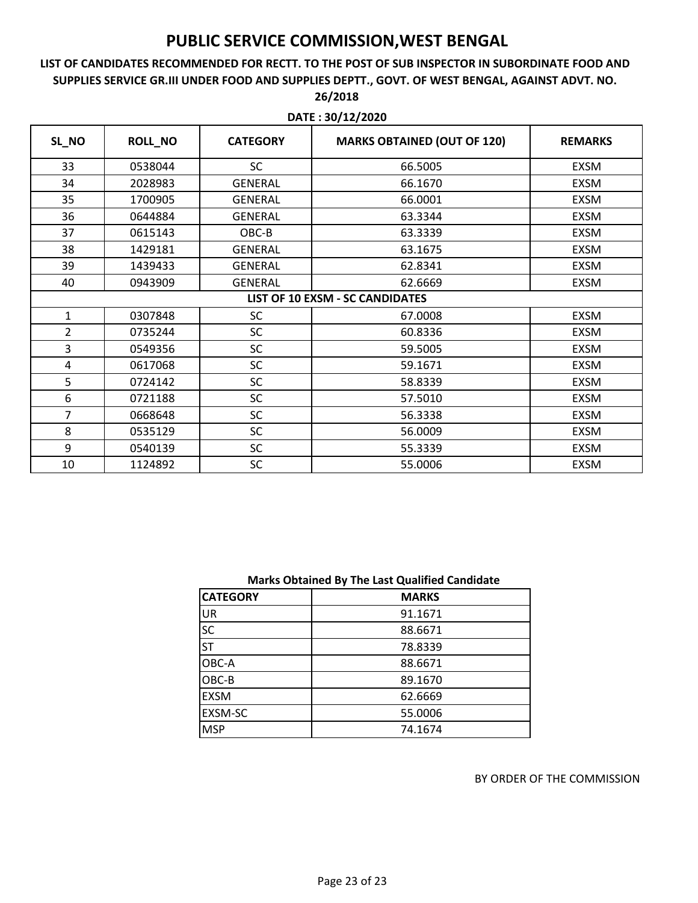# PUBLIC SERVICE COMMISSION,WEST BENGAL

**LIST OF CANDIDATES RECOMMENDED FOR RECTT. TO THE POST OF SUB INSPECTOR IN SUBORDINATE FOOD AND SUPPLIES SERVICE GR.III UNDER FOOD AND SUPPLIES DEPTT., GOVT. OF WEST BENGAL, AGAINST ADVT. NO. 26/2018**

**DATE : 30/12/2020**

| SL_NO | ROLL_NO | CATEGORY | MARKS OBTAINED (OUT OF 120) | REMARKS |
|---|---|---|---|---|
| 33 | 0538044 | SC | 66.5005 | EXSM |
| 34 | 2028983 | GENERAL | 66.1670 | EXSM |
| 35 | 1700905 | GENERAL | 66.0001 | EXSM |
| 36 | 0644884 | GENERAL | 63.3344 | EXSM |
| 37 | 0615143 | OBC-B | 63.3339 | EXSM |
| 38 | 1429181 | GENERAL | 63.1675 | EXSM |
| 39 | 1439433 | GENERAL | 62.8341 | EXSM |
| 40 | 0943909 | GENERAL | 62.6669 | EXSM |
| **LIST OF 10 EXSM - SC CANDIDATES** | | | | |
| 1 | 0307848 | SC | 67.0008 | EXSM |
| 2 | 0735244 | SC | 60.8336 | EXSM |
| 3 | 0549356 | SC | 59.5005 | EXSM |
| 4 | 0617068 | SC | 59.1671 | EXSM |
| 5 | 0724142 | SC | 58.8339 | EXSM |
| 6 | 0721188 | SC | 57.5010 | EXSM |
| 7 | 0668648 | SC | 56.3338 | EXSM |
| 8 | 0535129 | SC | 56.0009 | EXSM |
| 9 | 0540139 | SC | 55.3339 | EXSM |
| 10 | 1124892 | SC | 55.0006 | EXSM |

**Marks Obtained By The Last Qualified Candidate**

| CATEGORY | MARKS |
|---|---|
| UR | 91.1671 |
| SC | 88.6671 |
| ST | 78.8339 |
| OBC-A | 88.6671 |
| OBC-B | 89.1670 |
| EXSM | 62.6669 |
| EXSM-SC | 55.0006 |
| MSP | 74.1674 |

BY ORDER OF THE COMMISSION